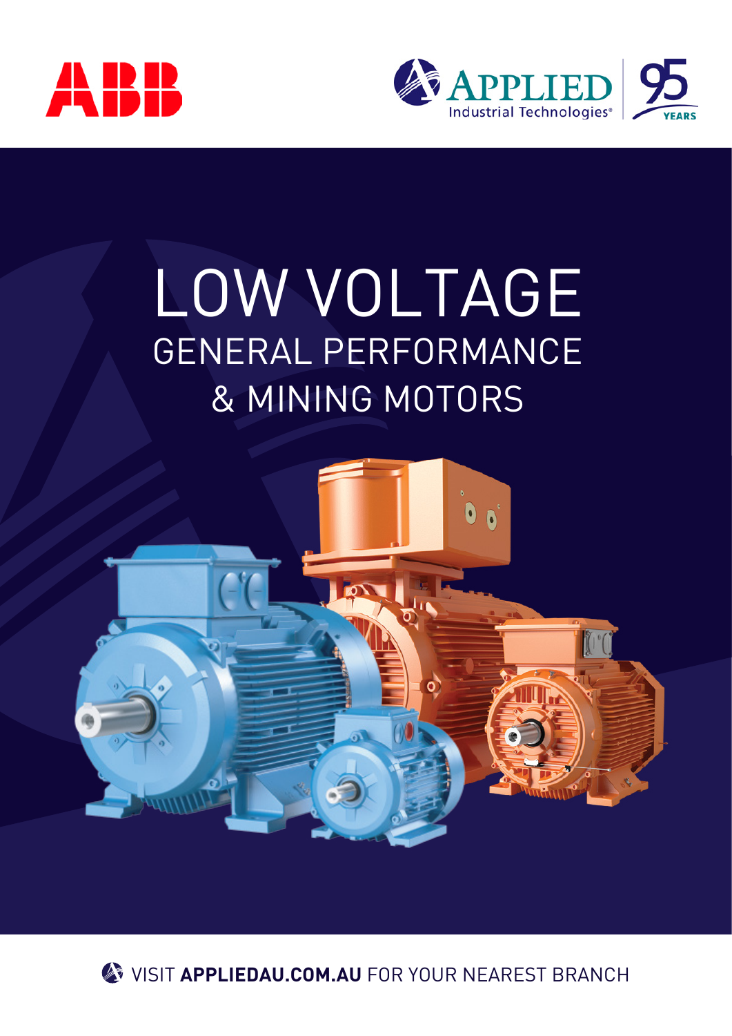ABB

APPLIED Industrial Technologies® | 95 YEARS

# LOW VOLTAGE

## GENERAL PERFORMANCE & MINING MOTORS

VISIT **APPLIEDAU.COM.AU** FOR YOUR NEAREST BRANCH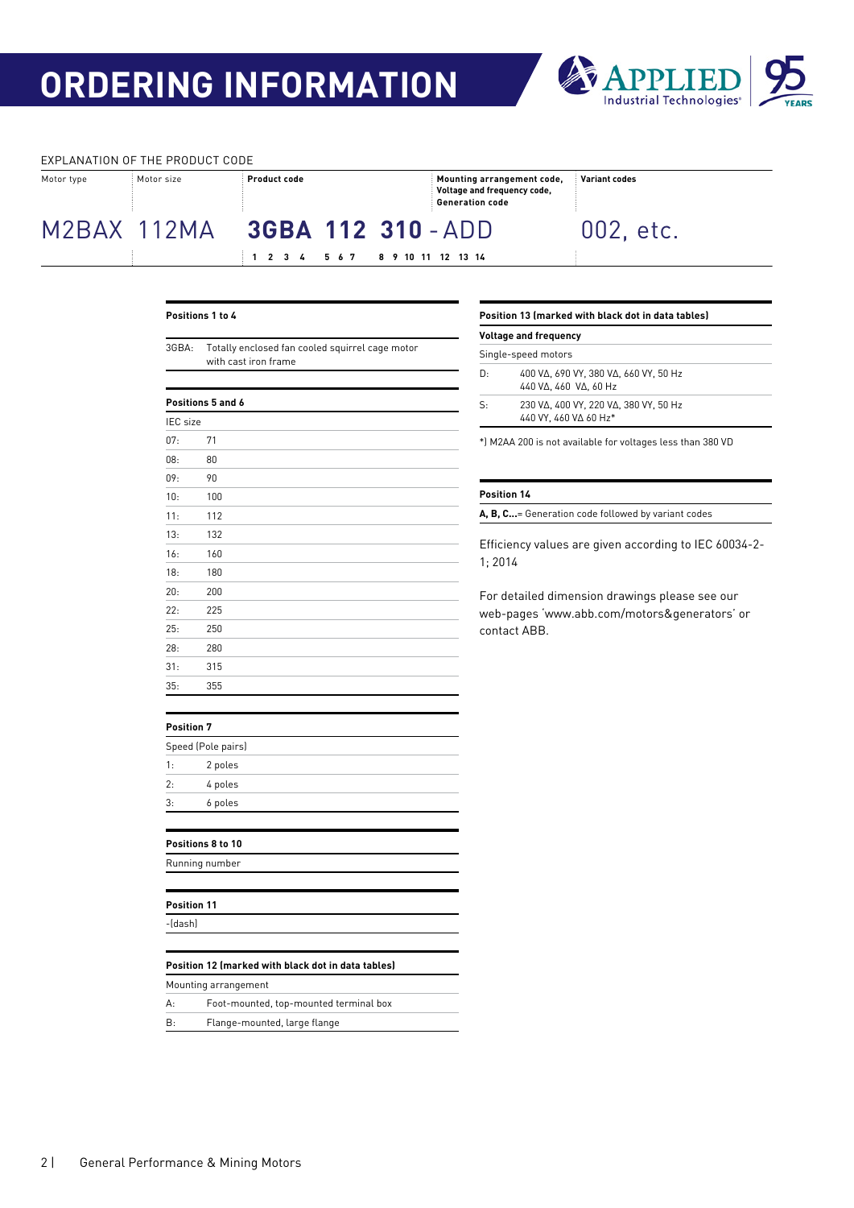# ORDERING INFORMATION

EXPLANATION OF THE PRODUCT CODE

| Motor type | Motor size | Product code | Mounting arrangement code, Voltage and frequency code, Generation code | Variant codes |
|---|---|---|---|---|
| M2BAX | 112MA | **3GBA 112 310** | - ADD | 002, etc. |
| | | 1 2 3 4 5 6 7 | 8 9 10 11 12 13 14 | |

**Positions 1 to 4**

| | |
|---|---|
| 3GBA: | Totally enclosed fan cooled squirrel cage motor with cast iron frame |

**Positions 5 and 6**

| IEC size | |
|---|---|
| 07: | 71 |
| 08: | 80 |
| 09: | 90 |
| 10: | 100 |
| 11: | 112 |
| 13: | 132 |
| 16: | 160 |
| 18: | 180 |
| 20: | 200 |
| 22: | 225 |
| 25: | 250 |
| 28: | 280 |
| 31: | 315 |
| 35: | 355 |

**Position 7**

| Speed (Pole pairs) | |
|---|---|
| 1: | 2 poles |
| 2: | 4 poles |
| 3: | 6 poles |

**Positions 8 to 10**

Running number

**Position 11**

-(dash)

**Position 12 (marked with black dot in data tables)**

| Mounting arrangement | |
|---|---|
| A: | Foot-mounted, top-mounted terminal box |
| B: | Flange-mounted, large flange |

**Position 13 (marked with black dot in data tables)**

| **Voltage and frequency** | |
|---|---|
| Single-speed motors | |
| D: | 400 VΔ, 690 VY, 380 VΔ, 660 VY, 50 Hz 440 VΔ, 460 VΔ, 60 Hz |
| S: | 230 VΔ, 400 VY, 220 VΔ, 380 VY, 50 Hz 440 VY, 460 VΔ 60 Hz* |

*) M2AA 200 is not available for voltages less than 380 VD

**Position 14**

**A, B, C...**= Generation code followed by variant codes

Efficiency values are given according to IEC 60034-2-1; 2014

For detailed dimension drawings please see our web-pages 'www.abb.com/motors&generators' or contact ABB.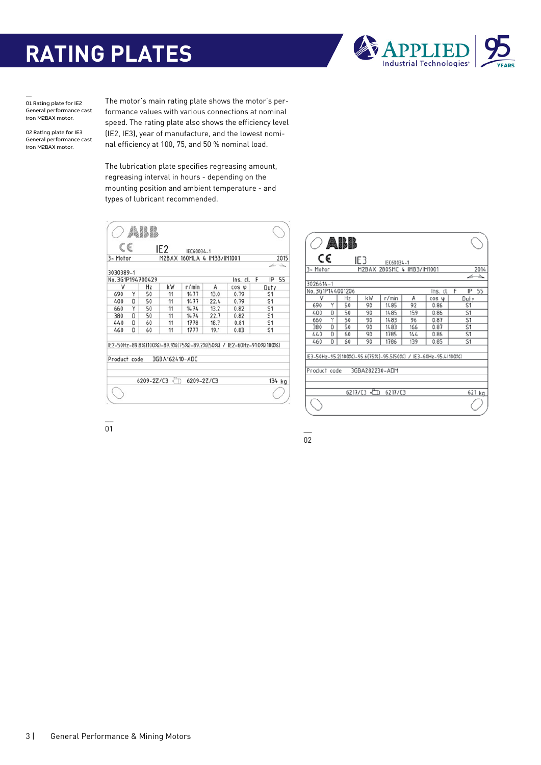# RATING PLATES

01 Rating plate for IE2 General performance cast iron M2BAX motor.

02 Rating plate for IE3 General performance cast iron M2BAX motor.

The motor's main rating plate shows the motor's performance values with various connections at nominal speed. The rating plate also shows the efficiency level (IE2, IE3), year of manufacture, and the lowest nominal efficiency at 100, 75, and 50 % nominal load.

The lubrication plate specifies regreasing amount, regreasing interval in hours - depending on the mounting position and ambient temperature - and types of lubricant recommended.

ABB

CE IE2 IEC60034-1

3~ Motor M2BAX 160MLA 4 IMB3/IM1001 2015

3030389-1

No. 3G1P194700429 Ins. cl. F IP 55

| V | | Hz | kW | r/min | A | cos φ | Duty |
|---|---|---|---|---|---|---|---|
| 690 | Y | 50 | 11 | 1477 | 13.0 | 0.79 | S1 |
| 400 | D | 50 | 11 | 1477 | 22.4 | 0.79 | S1 |
| 660 | Y | 50 | 11 | 1474 | 13.2 | 0.82 | S1 |
| 380 | D | 50 | 11 | 1474 | 22.7 | 0.82 | S1 |
| 440 | D | 60 | 11 | 1778 | 18.7 | 0.81 | S1 |
| 460 | D | 60 | 11 | 1777 | 19.1 | 0.83 | S1 |

IE2-50Hz-89.8%(100%)-89.5%(75%)-89.2%(50%) / IE2-60Hz-91.0%(100%)

Product code 3GBA162410-ADC

6209-2Z/C3 6209-2Z/C3 134 kg

01

ABB

CE IE3 IEC60034-1

3~ Motor M2BAX 280SMC 4 IMB3/IM1001 2014

3026614-1

No. 3G1P144001206 Ins. cl. F IP 55

| V | | Hz | kW | r/min | A | cos φ | Duty |
|---|---|---|---|---|---|---|---|
| 690 | Y | 50 | 90 | 1485 | 92 | 0.86 | S1 |
| 400 | D | 50 | 90 | 1485 | 159 | 0.86 | S1 |
| 660 | Y | 50 | 90 | 1483 | 96 | 0.87 | S1 |
| 380 | D | 50 | 90 | 1483 | 166 | 0.87 | S1 |
| 440 | D | 60 | 90 | 1785 | 144 | 0.86 | S1 |
| 460 | D | 60 | 90 | 1786 | 139 | 0.85 | S1 |

IE3-50Hz-95.2(100%)-95.6(75%)-95.5(50%) / IE3-60Hz-95.4(100%)

Product code 3GBA282230-ADM

6217/C3 6217/C3 621 kg

02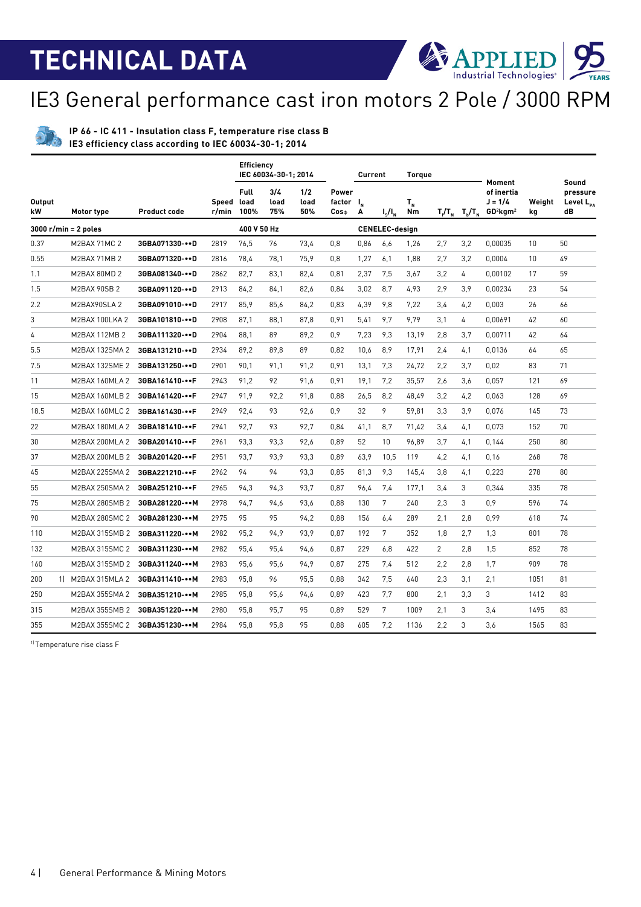# TECHNICAL DATA

## IE3 General performance cast iron motors 2 Pole / 3000 RPM

**IP 66 - IC 411 - Insulation class F, temperature rise class B**
**IE3 efficiency class according to IEC 60034-30-1; 2014**

| Output kW | Motor type | Product code | Speed r/min | Efficiency IEC 60034-30-1; 2014 Full load 100% | 3/4 load 75% | 1/2 load 50% | Power factor Cosφ | Current $I_N$ A | $I_s/I_N$ | Torque $T_N$ Nm | $T_l/T_N$ | $T_b/T_N$ | Moment of inertia J = 1/4 GD²kgm² | Weight kg | Sound pressure Level $L_{PA}$ dB |
|---|---|---|---|---|---|---|---|---|---|---|---|---|---|---|---|
| **3000 r/min = 2 poles** | | | | **400 V 50 Hz** | | | | **CENELEC-design** | | | | | | | |
| 0.37 | M2BAX 71MC 2 | 3GBA071330-••D | 2819 | 76,5 | 76 | 73,4 | 0,8 | 0,86 | 6,6 | 1,26 | 2,7 | 3,2 | 0,00035 | 10 | 50 |
| 0.55 | M2BAX 71MB 2 | 3GBA071320-••D | 2816 | 78,4 | 78,1 | 75,9 | 0,8 | 1,27 | 6,1 | 1,88 | 2,7 | 3,2 | 0,0004 | 10 | 49 |
| 1.1 | M2BAX 80MD 2 | 3GBA081340-••D | 2862 | 82,7 | 83,1 | 82,4 | 0,81 | 2,37 | 7,5 | 3,67 | 3,2 | 4 | 0,00102 | 17 | 59 |
| 1.5 | M2BAX 90SB 2 | 3GBA091120-••D | 2913 | 84,2 | 84,1 | 82,6 | 0,84 | 3,02 | 8,7 | 4,93 | 2,9 | 3,9 | 0,00234 | 23 | 54 |
| 2.2 | M2BAX90SLA 2 | 3GBA091010-••D | 2917 | 85,9 | 85,6 | 84,2 | 0,83 | 4,39 | 9,8 | 7,22 | 3,4 | 4,2 | 0,003 | 26 | 66 |
| 3 | M2BAX 100LKA 2 | 3GBA101810-••D | 2908 | 87,1 | 88,1 | 87,8 | 0,91 | 5,41 | 9,7 | 9,79 | 3,1 | 4 | 0,00691 | 42 | 60 |
| 4 | M2BAX 112MB 2 | 3GBA111320-••D | 2904 | 88,1 | 89 | 89,2 | 0,9 | 7,23 | 9,3 | 13,19 | 2,8 | 3,7 | 0,00711 | 42 | 64 |
| 5.5 | M2BAX 132SMA 2 | 3GBA131210-••D | 2934 | 89,2 | 89,8 | 89 | 0,82 | 10,6 | 8,9 | 17,91 | 2,4 | 4,1 | 0,0136 | 64 | 65 |
| 7.5 | M2BAX 132SME 2 | 3GBA131250-••D | 2901 | 90,1 | 91,1 | 91,2 | 0,91 | 13,1 | 7,3 | 24,72 | 2,2 | 3,7 | 0,02 | 83 | 71 |
| 11 | M2BAX 160MLA 2 | 3GBA161410-••F | 2943 | 91,2 | 92 | 91,6 | 0,91 | 19,1 | 7,2 | 35,57 | 2,6 | 3,6 | 0,057 | 121 | 69 |
| 15 | M2BAX 160MLB 2 | 3GBA161420-••F | 2947 | 91,9 | 92,2 | 91,8 | 0,88 | 26,5 | 8,2 | 48,49 | 3,2 | 4,2 | 0,063 | 128 | 69 |
| 18.5 | M2BAX 160MLC 2 | 3GBA161430-••F | 2949 | 92,4 | 93 | 92,6 | 0,9 | 32 | 9 | 59,81 | 3,3 | 3,9 | 0,076 | 145 | 73 |
| 22 | M2BAX 180MLA 2 | 3GBA181410-••F | 2941 | 92,7 | 93 | 92,7 | 0,84 | 41,1 | 8,7 | 71,42 | 3,4 | 4,1 | 0,073 | 152 | 70 |
| 30 | M2BAX 200MLA 2 | 3GBA201410-••F | 2961 | 93,3 | 93,3 | 92,6 | 0,89 | 52 | 10 | 96,89 | 3,7 | 4,1 | 0,144 | 250 | 80 |
| 37 | M2BAX 200MLB 2 | 3GBA201420-••F | 2951 | 93,7 | 93,9 | 93,3 | 0,89 | 63,9 | 10,5 | 119 | 4,2 | 4,1 | 0,16 | 268 | 78 |
| 45 | M2BAX 225SMA 2 | 3GBA221210-••F | 2962 | 94 | 94 | 93,3 | 0,85 | 81,3 | 9,3 | 145,4 | 3,8 | 4,1 | 0,223 | 278 | 80 |
| 55 | M2BAX 250SMA 2 | 3GBA251210-••F | 2965 | 94,3 | 94,3 | 93,7 | 0,87 | 96,4 | 7,4 | 177,1 | 3,4 | 3 | 0,344 | 335 | 78 |
| 75 | M2BAX 280SMB 2 | 3GBA281220-••M | 2978 | 94,7 | 94,6 | 93,6 | 0,88 | 130 | 7 | 240 | 2,3 | 3 | 0,9 | 596 | 74 |
| 90 | M2BAX 280SMC 2 | 3GBA281230-••M | 2975 | 95 | 95 | 94,2 | 0,88 | 156 | 6,4 | 289 | 2,1 | 2,8 | 0,99 | 618 | 74 |
| 110 | M2BAX 315SMB 2 | 3GBA311220-••M | 2982 | 95,2 | 94,9 | 93,9 | 0,87 | 192 | 7 | 352 | 1,8 | 2,7 | 1,3 | 801 | 78 |
| 132 | M2BAX 315SMC 2 | 3GBA311230-••M | 2982 | 95,4 | 95,4 | 94,6 | 0,87 | 229 | 6,8 | 422 | 2 | 2,8 | 1,5 | 852 | 78 |
| 160 | M2BAX 315SMD 2 | 3GBA311240-••M | 2983 | 95,6 | 95,6 | 94,9 | 0,87 | 275 | 7,4 | 512 | 2,2 | 2,8 | 1,7 | 909 | 78 |
| 200 [1] | M2BAX 315MLA 2 | 3GBA311410-••M | 2983 | 95,8 | 96 | 95,5 | 0,88 | 342 | 7,5 | 640 | 2,3 | 3,1 | 2,1 | 1051 | 81 |
| 250 | M2BAX 355SMA 2 | 3GBA351210-••M | 2985 | 95,8 | 95,6 | 94,6 | 0,89 | 423 | 7,7 | 800 | 2,1 | 3,3 | 3 | 1412 | 83 |
| 315 | M2BAX 355SMB 2 | 3GBA351220-••M | 2980 | 95,8 | 95,7 | 95 | 0,89 | 529 | 7 | 1009 | 2,1 | 3 | 3,4 | 1495 | 83 |
| 355 | M2BAX 355SMC 2 | 3GBA351230-••M | 2984 | 95,8 | 95,8 | 95 | 0,88 | 605 | 7,2 | 1136 | 2,2 | 3 | 3,6 | 1565 | 83 |

[1] Temperature rise class F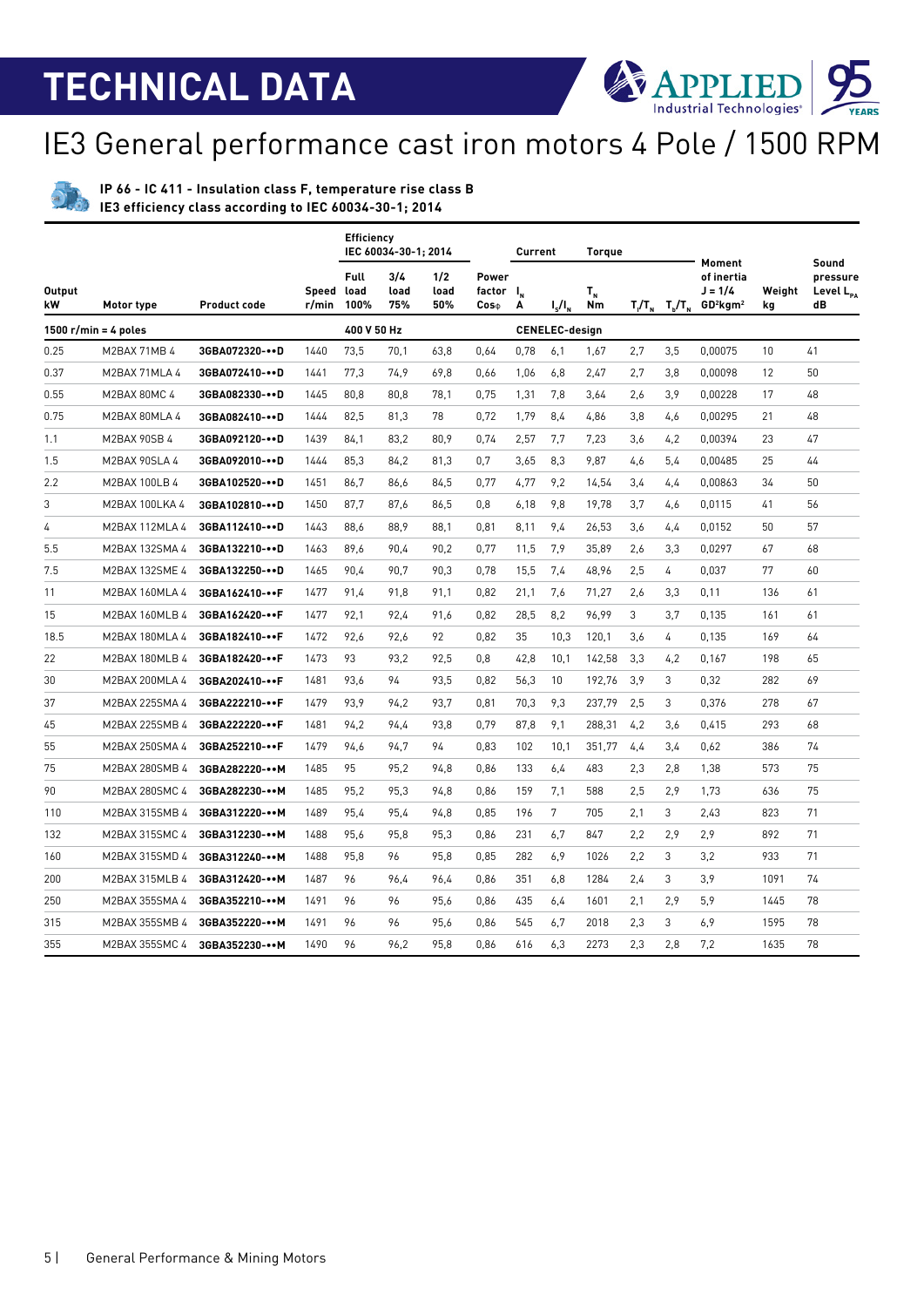# TECHNICAL DATA

## IE3 General performance cast iron motors 4 Pole / 1500 RPM

**IP 66 - IC 411 - Insulation class F, temperature rise class B**
**IE3 efficiency class according to IEC 60034-30-1; 2014**

| Output kW | Motor type | Product code | Speed r/min | Efficiency IEC 60034-30-1; 2014 Full load 100% | 3/4 load 75% | 1/2 load 50% | Power factor Cosφ | Current $I_N$ A | $I_s/I_N$ | Torque $T_N$ Nm | $T_l/T_N$ | $T_b/T_N$ | Moment of inertia J = 1/4 GD²kgm² | Weight kg | Sound pressure Level $L_{PA}$ dB |
|---|---|---|---|---|---|---|---|---|---|---|---|---|---|---|---|
| **1500 r/min = 4 poles** | | | | **400 V 50 Hz** | | | | **CENELEC-design** | | | | | | | |
| 0.25 | M2BAX 71MB 4 | **3GBA072320-••D** | 1440 | 73,5 | 70,1 | 63,8 | 0,64 | 0,78 | 6,1 | 1,67 | 2,7 | 3,5 | 0,00075 | 10 | 41 |
| 0.37 | M2BAX 71MLA 4 | **3GBA072410-••D** | 1441 | 77,3 | 74,9 | 69,8 | 0,66 | 1,06 | 6,8 | 2,47 | 2,7 | 3,8 | 0,00098 | 12 | 50 |
| 0.55 | M2BAX 80MC 4 | **3GBA082330-••D** | 1445 | 80,8 | 80,8 | 78,1 | 0,75 | 1,31 | 7,8 | 3,64 | 2,6 | 3,9 | 0,00228 | 17 | 48 |
| 0.75 | M2BAX 80MLA 4 | **3GBA082410-••D** | 1444 | 82,5 | 81,3 | 78 | 0,72 | 1,79 | 8,4 | 4,86 | 3,8 | 4,6 | 0,00295 | 21 | 48 |
| 1.1 | M2BAX 90SB 4 | **3GBA092120-••D** | 1439 | 84,1 | 83,2 | 80,9 | 0,74 | 2,57 | 7,7 | 7,23 | 3,6 | 4,2 | 0,00394 | 23 | 47 |
| 1.5 | M2BAX 90SLA 4 | **3GBA092010-••D** | 1444 | 85,3 | 84,2 | 81,3 | 0,7 | 3,65 | 8,3 | 9,87 | 4,6 | 5,4 | 0,00485 | 25 | 44 |
| 2.2 | M2BAX 100LB 4 | **3GBA102520-••D** | 1451 | 86,7 | 86,6 | 84,5 | 0,77 | 4,77 | 9,2 | 14,54 | 3,4 | 4,4 | 0,00863 | 34 | 50 |
| 3 | M2BAX 100LKA 4 | **3GBA102810-••D** | 1450 | 87,7 | 87,6 | 86,5 | 0,8 | 6,18 | 9,8 | 19,78 | 3,7 | 4,6 | 0,0115 | 41 | 56 |
| 4 | M2BAX 112MLA 4 | **3GBA112410-••D** | 1443 | 88,6 | 88,9 | 88,1 | 0,81 | 8,11 | 9,4 | 26,53 | 3,6 | 4,4 | 0,0152 | 50 | 57 |
| 5.5 | M2BAX 132SMA 4 | **3GBA132210-••D** | 1463 | 89,6 | 90,4 | 90,2 | 0,77 | 11,5 | 7,9 | 35,89 | 2,6 | 3,3 | 0,0297 | 67 | 68 |
| 7.5 | M2BAX 132SME 4 | **3GBA132250-••D** | 1465 | 90,4 | 90,7 | 90,3 | 0,78 | 15,5 | 7,4 | 48,96 | 2,5 | 4 | 0,037 | 77 | 60 |
| 11 | M2BAX 160MLA 4 | **3GBA162410-••F** | 1477 | 91,4 | 91,8 | 91,1 | 0,82 | 21,1 | 7,6 | 71,27 | 2,6 | 3,3 | 0,11 | 136 | 61 |
| 15 | M2BAX 160MLB 4 | **3GBA162420-••F** | 1477 | 92,1 | 92,4 | 91,6 | 0,82 | 28,5 | 8,2 | 96,99 | 3 | 3,7 | 0,135 | 161 | 61 |
| 18.5 | M2BAX 180MLA 4 | **3GBA182410-••F** | 1472 | 92,6 | 92,6 | 92 | 0,82 | 35 | 10,3 | 120,1 | 3,6 | 4 | 0,135 | 169 | 64 |
| 22 | M2BAX 180MLB 4 | **3GBA182420-••F** | 1473 | 93 | 93,2 | 92,5 | 0,8 | 42,8 | 10,1 | 142,58 | 3,3 | 4,2 | 0,167 | 198 | 65 |
| 30 | M2BAX 200MLA 4 | **3GBA202410-••F** | 1481 | 93,6 | 94 | 93,5 | 0,82 | 56,3 | 10 | 192,76 | 3,9 | 3 | 0,32 | 282 | 69 |
| 37 | M2BAX 225SMA 4 | **3GBA222210-••F** | 1479 | 93,9 | 94,2 | 93,7 | 0,81 | 70,3 | 9,3 | 237,79 | 2,5 | 3 | 0,376 | 278 | 67 |
| 45 | M2BAX 225SMB 4 | **3GBA222220-••F** | 1481 | 94,2 | 94,4 | 93,8 | 0,79 | 87,8 | 9,1 | 288,31 | 4,2 | 3,6 | 0,415 | 293 | 68 |
| 55 | M2BAX 250SMA 4 | **3GBA252210-••F** | 1479 | 94,6 | 94,7 | 94 | 0,83 | 102 | 10,1 | 351,77 | 4,4 | 3,4 | 0,62 | 386 | 74 |
| 75 | M2BAX 280SMB 4 | **3GBA282220-••M** | 1485 | 95 | 95,2 | 94,8 | 0,86 | 133 | 6,4 | 483 | 2,3 | 2,8 | 1,38 | 573 | 75 |
| 90 | M2BAX 280SMC 4 | **3GBA282230-••M** | 1485 | 95,2 | 95,3 | 94,8 | 0,86 | 159 | 7,1 | 588 | 2,5 | 2,9 | 1,73 | 636 | 75 |
| 110 | M2BAX 315SMB 4 | **3GBA312220-••M** | 1489 | 95,4 | 95,4 | 94,8 | 0,85 | 196 | 7 | 705 | 2,1 | 3 | 2,43 | 823 | 71 |
| 132 | M2BAX 315SMC 4 | **3GBA312230-••M** | 1488 | 95,6 | 95,8 | 95,3 | 0,86 | 231 | 6,7 | 847 | 2,2 | 2,9 | 2,9 | 892 | 71 |
| 160 | M2BAX 315SMD 4 | **3GBA312240-••M** | 1488 | 95,8 | 96 | 95,8 | 0,85 | 282 | 6,9 | 1026 | 2,2 | 3 | 3,2 | 933 | 71 |
| 200 | M2BAX 315MLB 4 | **3GBA312420-••M** | 1487 | 96 | 96,4 | 96,4 | 0,86 | 351 | 6,8 | 1284 | 2,4 | 3 | 3,9 | 1091 | 74 |
| 250 | M2BAX 355SMA 4 | **3GBA352210-••M** | 1491 | 96 | 96 | 95,6 | 0,86 | 435 | 6,4 | 1601 | 2,1 | 2,9 | 5,9 | 1445 | 78 |
| 315 | M2BAX 355SMB 4 | **3GBA352220-••M** | 1491 | 96 | 96 | 95,6 | 0,86 | 545 | 6,7 | 2018 | 2,3 | 3 | 6,9 | 1595 | 78 |
| 355 | M2BAX 355SMC 4 | **3GBA352230-••M** | 1490 | 96 | 96,2 | 95,8 | 0,86 | 616 | 6,3 | 2273 | 2,3 | 2,8 | 7,2 | 1635 | 78 |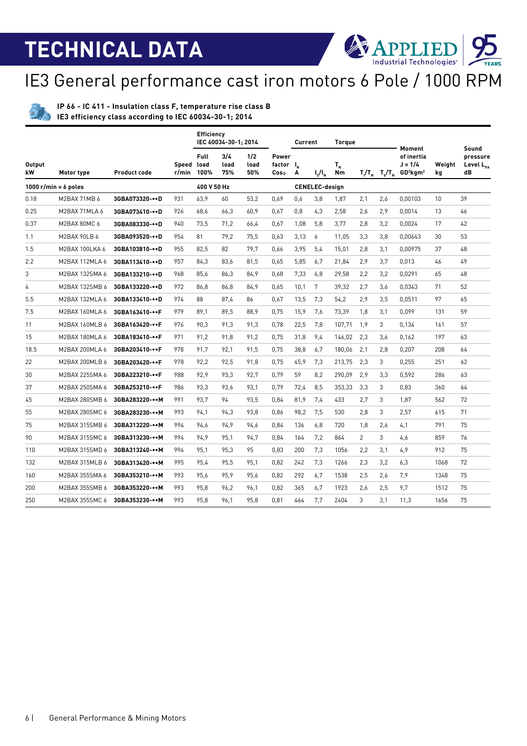# TECHNICAL DATA

## IE3 General performance cast iron motors 6 Pole / 1000 RPM

**IP 66 - IC 411 - Insulation class F, temperature rise class B**
**IE3 efficiency class according to IEC 60034-30-1; 2014**

| Output kW | Motor type | Product code | Speed r/min | Efficiency IEC 60034-30-1; 2014 Full load 100% | 3/4 load 75% | 1/2 load 50% | Power factor Cosφ | Current $I_N$ A | $I_s/I_N$ | Torque $T_N$ Nm | $T_l/T_N$ | $T_b/T_N$ | Moment of inertia J = 1/4 GD²kgm² | Weight kg | Sound pressure Level $L_{PA}$ dB |
|---|---|---|---|---|---|---|---|---|---|---|---|---|---|---|---|
| **1000 r/min = 6 poles** | | | | **400 V 50 Hz** | | | | **CENELEC-design** | | | | | | | |
| 0.18 | M2BAX 71MB 6 | **3GBA073320-••D** | 931 | 63,9 | 60 | 53,2 | 0,69 | 0,6 | 3,8 | 1,87 | 2,1 | 2,6 | 0,00103 | 10 | 39 |
| 0.25 | M2BAX 71MLA 6 | **3GBA073410-••D** | 926 | 68,6 | 66,3 | 60,9 | 0,67 | 0,8 | 4,3 | 2,58 | 2,6 | 2,9 | 0,0014 | 13 | 46 |
| 0.37 | M2BAX 80MC 6 | **3GBA083330-••D** | 940 | 73,5 | 71,2 | 66,4 | 0,67 | 1,08 | 5,8 | 3,77 | 2,8 | 3,2 | 0,0024 | 17 | 42 |
| 1.1 | M2BAX 90LB 6 | **3GBA093520-••D** | 954 | 81 | 79,2 | 75,5 | 0,63 | 3,13 | 6 | 11,05 | 3,3 | 3,8 | 0,00643 | 30 | 53 |
| 1.5 | M2BAX 100LKA 6 | **3GBA103810-••D** | 955 | 82,5 | 82 | 79,7 | 0,66 | 3,95 | 5,4 | 15,01 | 2,8 | 3,1 | 0,00975 | 37 | 48 |
| 2.2 | M2BAX 112MLA 6 | **3GBA113410-••D** | 957 | 84,3 | 83,6 | 81,5 | 0,65 | 5,85 | 6,7 | 21,84 | 2,9 | 3,7 | 0,013 | 46 | 49 |
| 3 | M2BAX 132SMA 6 | **3GBA133210-••D** | 968 | 85,6 | 86,3 | 84,9 | 0,68 | 7,33 | 6,8 | 29,58 | 2,2 | 3,2 | 0,0291 | 65 | 48 |
| 4 | M2BAX 132SMB 6 | **3GBA133220-••D** | 972 | 86,8 | 86,8 | 84,9 | 0,65 | 10,1 | 7 | 39,32 | 2,7 | 3,6 | 0,0343 | 71 | 52 |
| 5.5 | M2BAX 132MLA 6 | **3GBA133410-••D** | 974 | 88 | 87,4 | 86 | 0,67 | 13,5 | 7,3 | 54,2 | 2,9 | 3,5 | 0,0511 | 97 | 65 |
| 7.5 | M2BAX 160MLA 6 | **3GBA163410-••F** | 979 | 89,1 | 89,5 | 88,9 | 0,75 | 15,9 | 7,6 | 73,39 | 1,8 | 3,1 | 0,099 | 131 | 59 |
| 11 | M2BAX 160MLB 6 | **3GBA163420-••F** | 976 | 90,3 | 91,3 | 91,3 | 0,78 | 22,5 | 7,8 | 107,71 | 1,9 | 3 | 0,134 | 161 | 57 |
| 15 | M2BAX 180MLA 6 | **3GBA183410-••F** | 971 | 91,2 | 91,8 | 91,2 | 0,75 | 31,8 | 9,4 | 146,02 | 2,3 | 3,6 | 0,162 | 197 | 63 |
| 18.5 | M2BAX 200MLA 6 | **3GBA203410-••F** | 978 | 91,7 | 92,1 | 91,5 | 0,75 | 38,8 | 6,7 | 180,06 | 2,1 | 2,8 | 0,207 | 208 | 64 |
| 22 | M2BAX 200MLB 6 | **3GBA203420-••F** | 978 | 92,2 | 92,5 | 91,8 | 0,75 | 45,9 | 7,3 | 213,75 | 2,3 | 3 | 0,255 | 251 | 62 |
| 30 | M2BAX 225SMA 6 | **3GBA223210-••F** | 988 | 92,9 | 93,3 | 92,7 | 0,79 | 59 | 8,2 | 290,09 | 2,9 | 3,3 | 0,592 | 286 | 63 |
| 37 | M2BAX 250SMA 6 | **3GBA253210-••F** | 986 | 93,3 | 93,6 | 93,1 | 0,79 | 72,4 | 8,5 | 353,33 | 3,3 | 3 | 0,83 | 360 | 64 |
| 45 | M2BAX 280SMB 6 | **3GBA283220-••M** | 991 | 93,7 | 94 | 93,5 | 0,84 | 81,9 | 7,4 | 433 | 2,7 | 3 | 1,87 | 562 | 72 |
| 55 | M2BAX 280SMC 6 | **3GBA283230-••M** | 993 | 94,1 | 94,3 | 93,8 | 0,86 | 98,2 | 7,5 | 530 | 2,8 | 3 | 2,57 | 615 | 71 |
| 75 | M2BAX 315SMB 6 | **3GBA313220-••M** | 994 | 94,6 | 94,9 | 94,6 | 0,84 | 136 | 6,8 | 720 | 1,8 | 2,6 | 4,1 | 791 | 75 |
| 90 | M2BAX 315SMC 6 | **3GBA313230-••M** | 994 | 94,9 | 95,1 | 94,7 | 0,84 | 164 | 7,2 | 864 | 2 | 3 | 4,6 | 859 | 76 |
| 110 | M2BAX 315SMD 6 | **3GBA313240-••M** | 994 | 95,1 | 95,3 | 95 | 0,83 | 200 | 7,3 | 1056 | 2,2 | 3,1 | 4,9 | 912 | 75 |
| 132 | M2BAX 315MLB 6 | **3GBA313420-••M** | 995 | 95,4 | 95,5 | 95,1 | 0,82 | 242 | 7,3 | 1266 | 2,3 | 3,2 | 6,3 | 1068 | 72 |
| 160 | M2BAX 355SMA 6 | **3GBA353210-••M** | 993 | 95,6 | 95,9 | 95,6 | 0,82 | 292 | 6,7 | 1538 | 2,5 | 2,6 | 7,9 | 1348 | 75 |
| 200 | M2BAX 355SMB 6 | **3GBA353220-••M** | 993 | 95,8 | 96,2 | 96,1 | 0,82 | 365 | 6,7 | 1923 | 2,6 | 2,5 | 9,7 | 1512 | 75 |
| 250 | M2BAX 355SMC 6 | **3GBA353230-••M** | 993 | 95,8 | 96,1 | 95,8 | 0,81 | 464 | 7,7 | 2404 | 3 | 3,1 | 11,3 | 1656 | 75 |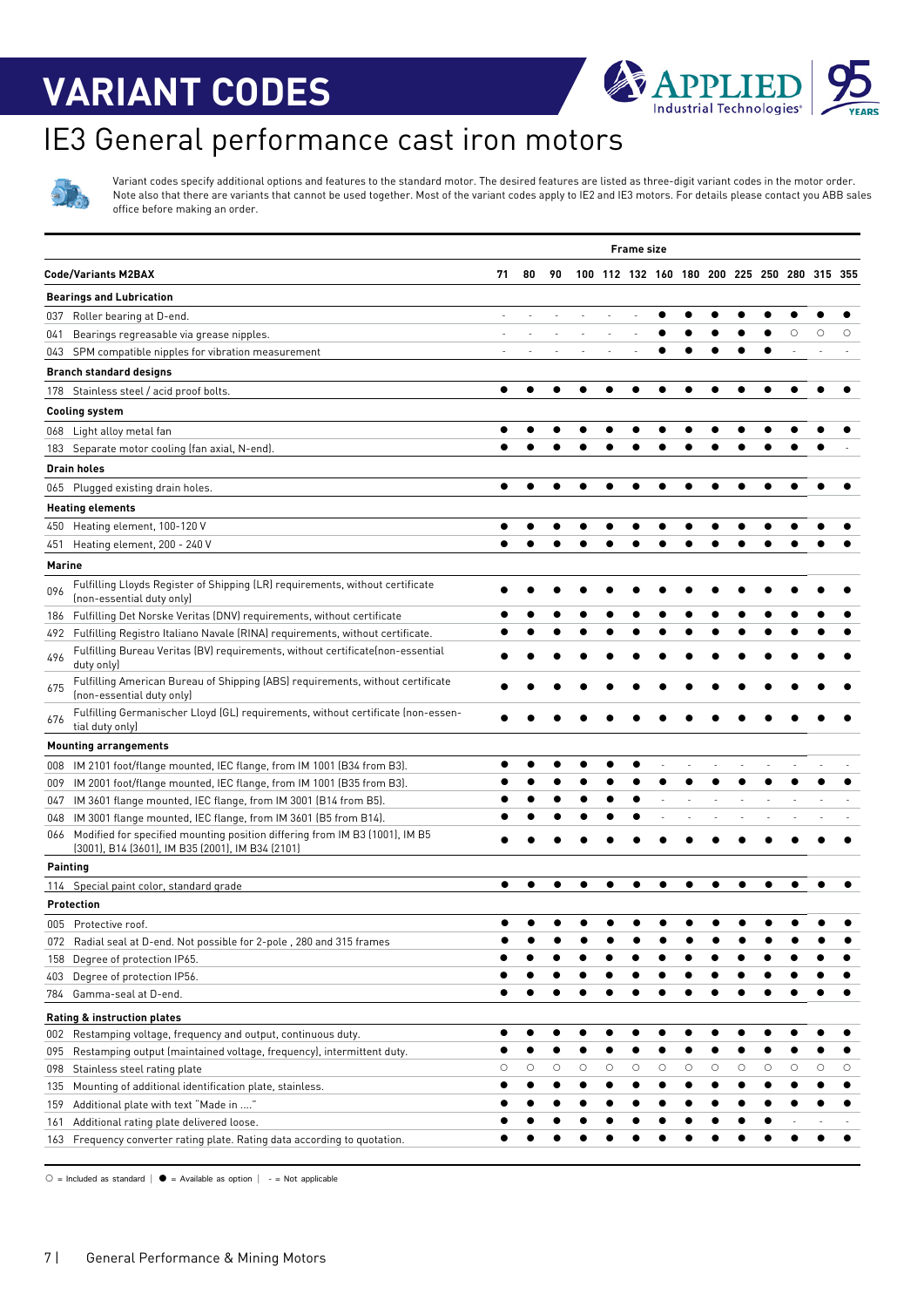# VARIANT CODES

## IE3 General performance cast iron motors

Variant codes specify additional options and features to the standard motor. The desired features are listed as three-digit variant codes in the motor order. Note also that there are variants that cannot be used together. Most of the variant codes apply to IE2 and IE3 motors. For details please contact you ABB sales office before making an order.

| Code/Variants M2BAX | Frame size | | | | | | | | | | | | | |
|---|---|---|---|---|---|---|---|---|---|---|---|---|---|---|
| | 71 | 80 | 90 | 100 | 112 | 132 | 160 | 180 | 200 | 225 | 250 | 280 | 315 | 355 |
| **Bearings and Lubrication** | | | | | | | | | | | | | | |
| 037 Roller bearing at D-end. | - | - | - | - | - | - | ● | ● | ● | ● | ● | ● | ● | ● |
| 041 Bearings regreasable via grease nipples. | - | - | - | - | - | - | ● | ● | ● | ● | ● | ○ | ○ | ○ |
| 043 SPM compatible nipples for vibration measurement | - | - | - | - | - | - | ● | ● | ● | ● | ● | - | - | - |
| **Branch standard designs** | | | | | | | | | | | | | | |
| 178 Stainless steel / acid proof bolts. | ● | ● | ● | ● | ● | ● | ● | ● | ● | ● | ● | ● | ● | ● |
| **Cooling system** | | | | | | | | | | | | | | |
| 068 Light alloy metal fan | ● | ● | ● | ● | ● | ● | ● | ● | ● | ● | ● | ● | ● | ● |
| 183 Separate motor cooling (fan axial, N-end). | ● | ● | ● | ● | ● | ● | ● | ● | ● | ● | ● | ● | ● | - |
| **Drain holes** | | | | | | | | | | | | | | |
| 065 Plugged existing drain holes. | ● | ● | ● | ● | ● | ● | ● | ● | ● | ● | ● | ● | ● | ● |
| **Heating elements** | | | | | | | | | | | | | | |
| 450 Heating element, 100-120 V | ● | ● | ● | ● | ● | ● | ● | ● | ● | ● | ● | ● | ● | ● |
| 451 Heating element, 200 - 240 V | ● | ● | ● | ● | ● | ● | ● | ● | ● | ● | ● | ● | ● | ● |
| **Marine** | | | | | | | | | | | | | | |
| 096 Fulfilling Lloyds Register of Shipping (LR) requirements, without certificate (non-essential duty only) | ● | ● | ● | ● | ● | ● | ● | ● | ● | ● | ● | ● | ● | ● |
| 186 Fulfilling Det Norske Veritas (DNV) requirements, without certificate | ● | ● | ● | ● | ● | ● | ● | ● | ● | ● | ● | ● | ● | ● |
| 492 Fulfilling Registro Italiano Navale (RINA) requirements, without certificate. | ● | ● | ● | ● | ● | ● | ● | ● | ● | ● | ● | ● | ● | ● |
| 496 Fulfilling Bureau Veritas (BV) requirements, without certificate(non-essential duty only) | ● | ● | ● | ● | ● | ● | ● | ● | ● | ● | ● | ● | ● | ● |
| 675 Fulfilling American Bureau of Shipping (ABS) requirements, without certificate (non-essential duty only) | ● | ● | ● | ● | ● | ● | ● | ● | ● | ● | ● | ● | ● | ● |
| 676 Fulfilling Germanischer Lloyd (GL) requirements, without certificate (non-essential duty only) | ● | ● | ● | ● | ● | ● | ● | ● | ● | ● | ● | ● | ● | ● |
| **Mounting arrangements** | | | | | | | | | | | | | | |
| 008 IM 2101 foot/flange mounted, IEC flange, from IM 1001 (B34 from B3). | ● | ● | ● | ● | ● | ● | - | - | - | - | - | - | - | - |
| 009 IM 2001 foot/flange mounted, IEC flange, from IM 1001 (B35 from B3). | ● | ● | ● | ● | ● | ● | ● | ● | ● | ● | ● | ● | ● | ● |
| 047 IM 3601 flange mounted, IEC flange, from IM 3001 (B14 from B5). | ● | ● | ● | ● | ● | ● | - | - | - | - | - | - | - | - |
| 048 IM 3001 flange mounted, IEC flange, from IM 3601 (B5 from B14). | ● | ● | ● | ● | ● | ● | - | - | - | - | - | - | - | - |
| 066 Modified for specified mounting position differing from IM B3 (1001), IM B5 (3001), B14 (3601), IM B35 (2001), IM B34 (2101) | ● | ● | ● | ● | ● | ● | ● | ● | ● | ● | ● | ● | ● | ● |
| **Painting** | | | | | | | | | | | | | | |
| 114 Special paint color, standard grade | ● | ● | ● | ● | ● | ● | ● | ● | ● | ● | ● | ● | ● | ● |
| **Protection** | | | | | | | | | | | | | | |
| 005 Protective roof. | ● | ● | ● | ● | ● | ● | ● | ● | ● | ● | ● | ● | ● | ● |
| 072 Radial seal at D-end. Not possible for 2-pole , 280 and 315 frames | ● | ● | ● | ● | ● | ● | ● | ● | ● | ● | ● | ● | ● | ● |
| 158 Degree of protection IP65. | ● | ● | ● | ● | ● | ● | ● | ● | ● | ● | ● | ● | ● | ● |
| 403 Degree of protection IP56. | ● | ● | ● | ● | ● | ● | ● | ● | ● | ● | ● | ● | ● | ● |
| 784 Gamma-seal at D-end. | ● | ● | ● | ● | ● | ● | ● | ● | ● | ● | ● | ● | ● | ● |
| **Rating & instruction plates** | | | | | | | | | | | | | | |
| 002 Restamping voltage, frequency and output, continuous duty. | ● | ● | ● | ● | ● | ● | ● | ● | ● | ● | ● | ● | ● | ● |
| 095 Restamping output (maintained voltage, frequency), intermittent duty. | ● | ● | ● | ● | ● | ● | ● | ● | ● | ● | ● | ● | ● | ● |
| 098 Stainless steel rating plate | ○ | ○ | ○ | ○ | ○ | ○ | ○ | ○ | ○ | ○ | ○ | ○ | ○ | ○ |
| 135 Mounting of additional identification plate, stainless. | ● | ● | ● | ● | ● | ● | ● | ● | ● | ● | ● | ● | ● | ● |
| 159 Additional plate with text "Made in ...." | ● | ● | ● | ● | ● | ● | ● | ● | ● | ● | ● | ● | ● | ● |
| 161 Additional rating plate delivered loose. | ● | ● | ● | ● | ● | ● | ● | ● | ● | ● | ● | - | - | - |
| 163 Frequency converter rating plate. Rating data according to quotation. | ● | ● | ● | ● | ● | ● | ● | ● | ● | ● | ● | ● | ● | ● |

○ = Included as standard | ● = Available as option | - = Not applicable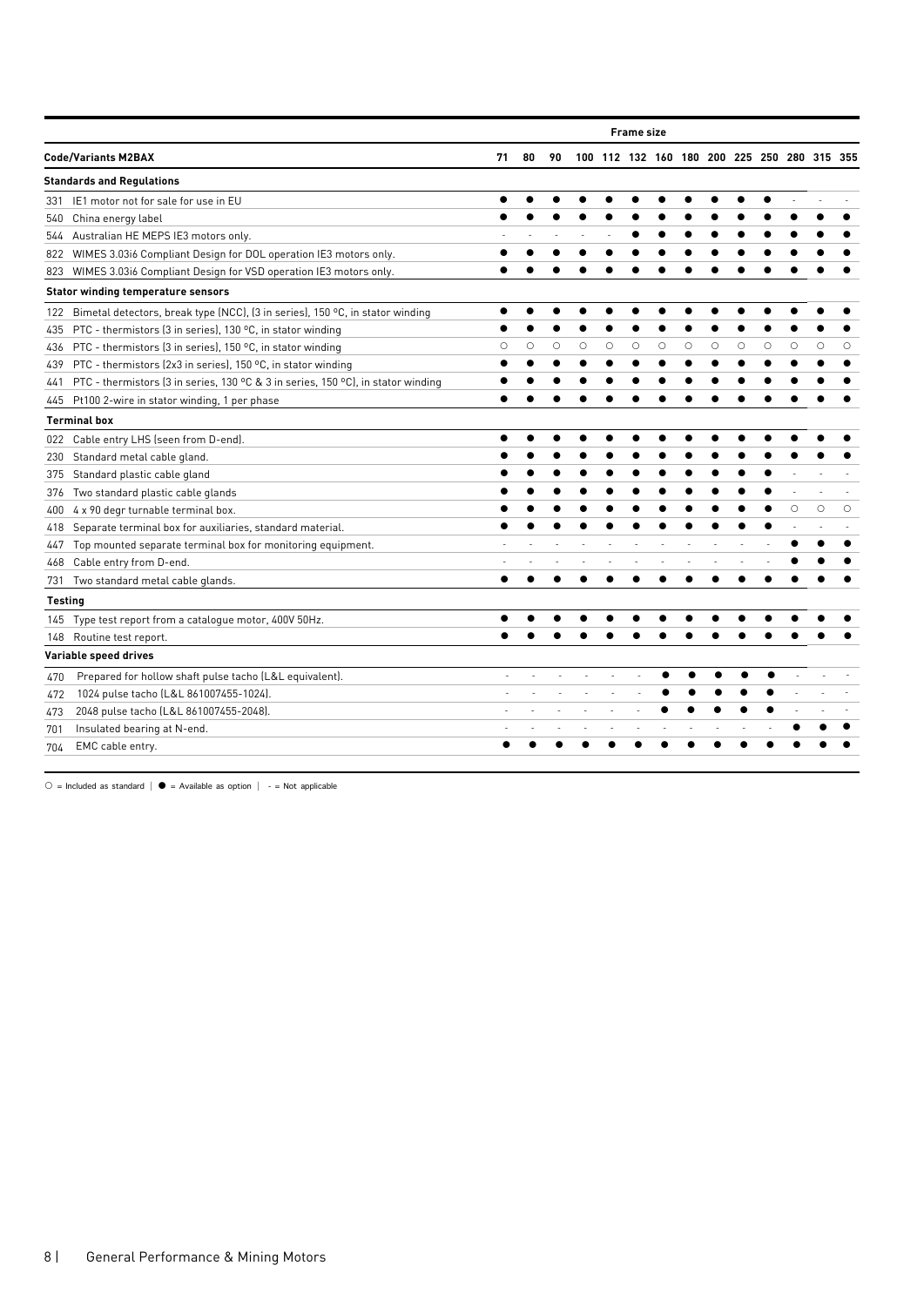| Code/Variants M2BAX | Frame size | | | | | | | | | | | | | |
|---|---|---|---|---|---|---|---|---|---|---|---|---|---|---|
| | 71 | 80 | 90 | 100 | 112 | 132 | 160 | 180 | 200 | 225 | 250 | 280 | 315 | 355 |
| **Standards and Regulations** | | | | | | | | | | | | | | |
| 331 IE1 motor not for sale for use in EU | ● | ● | ● | ● | ● | ● | ● | ● | ● | ● | ● | - | - | - |
| 540 China energy label | ● | ● | ● | ● | ● | ● | ● | ● | ● | ● | ● | ● | ● | ● |
| 544 Australian HE MEPS IE3 motors only. | - | - | - | - | - | ● | ● | ● | ● | ● | ● | ● | ● | ● |
| 822 WIMES 3.03i6 Compliant Design for DOL operation IE3 motors only. | ● | ● | ● | ● | ● | ● | ● | ● | ● | ● | ● | ● | ● | ● |
| 823 WIMES 3.03i6 Compliant Design for VSD operation IE3 motors only. | ● | ● | ● | ● | ● | ● | ● | ● | ● | ● | ● | ● | ● | ● |
| **Stator winding temperature sensors** | | | | | | | | | | | | | | |
| 122 Bimetal detectors, break type (NCC), (3 in series), 150 ºC, in stator winding | ● | ● | ● | ● | ● | ● | ● | ● | ● | ● | ● | ● | ● | ● |
| 435 PTC - thermistors (3 in series), 130 ºC, in stator winding | ● | ● | ● | ● | ● | ● | ● | ● | ● | ● | ● | ● | ● | ● |
| 436 PTC - thermistors (3 in series), 150 ºC, in stator winding | ○ | ○ | ○ | ○ | ○ | ○ | ○ | ○ | ○ | ○ | ○ | ○ | ○ | ○ |
| 439 PTC - thermistors (2x3 in series), 150 ºC, in stator winding | ● | ● | ● | ● | ● | ● | ● | ● | ● | ● | ● | ● | ● | ● |
| 441 PTC - thermistors (3 in series, 130 ºC & 3 in series, 150 ºC), in stator winding | ● | ● | ● | ● | ● | ● | ● | ● | ● | ● | ● | ● | ● | ● |
| 445 Pt100 2-wire in stator winding, 1 per phase | ● | ● | ● | ● | ● | ● | ● | ● | ● | ● | ● | ● | ● | ● |
| **Terminal box** | | | | | | | | | | | | | | |
| 022 Cable entry LHS (seen from D-end). | ● | ● | ● | ● | ● | ● | ● | ● | ● | ● | ● | ● | ● | ● |
| 230 Standard metal cable gland. | ● | ● | ● | ● | ● | ● | ● | ● | ● | ● | ● | ● | ● | ● |
| 375 Standard plastic cable gland | ● | ● | ● | ● | ● | ● | ● | ● | ● | ● | ● | - | - | - |
| 376 Two standard plastic cable glands | ● | ● | ● | ● | ● | ● | ● | ● | ● | ● | ● | - | - | - |
| 400 4 x 90 degr turnable terminal box. | ● | ● | ● | ● | ● | ● | ● | ● | ● | ● | ● | ○ | ○ | ○ |
| 418 Separate terminal box for auxiliaries, standard material. | ● | ● | ● | ● | ● | ● | ● | ● | ● | ● | ● | - | - | - |
| 447 Top mounted separate terminal box for monitoring equipment. | - | - | - | - | - | - | - | - | - | - | - | ● | ● | ● |
| 468 Cable entry from D-end. | - | - | - | - | - | - | - | - | - | - | - | ● | ● | ● |
| 731 Two standard metal cable glands. | ● | ● | ● | ● | ● | ● | ● | ● | ● | ● | ● | ● | ● | ● |
| **Testing** | | | | | | | | | | | | | | |
| 145 Type test report from a catalogue motor, 400V 50Hz. | ● | ● | ● | ● | ● | ● | ● | ● | ● | ● | ● | ● | ● | ● |
| 148 Routine test report. | ● | ● | ● | ● | ● | ● | ● | ● | ● | ● | ● | ● | ● | ● |
| **Variable speed drives** | | | | | | | | | | | | | | |
| 470 Prepared for hollow shaft pulse tacho (L&L equivalent). | - | - | - | - | - | - | ● | ● | ● | ● | ● | - | - | - |
| 472 1024 pulse tacho (L&L 861007455-1024). | - | - | - | - | - | - | ● | ● | ● | ● | ● | - | - | - |
| 473 2048 pulse tacho (L&L 861007455-2048). | - | - | - | - | - | - | ● | ● | ● | ● | ● | - | - | - |
| 701 Insulated bearing at N-end. | - | - | - | - | - | - | - | - | - | - | - | ● | ● | ● |
| 704 EMC cable entry. | ● | ● | ● | ● | ● | ● | ● | ● | ● | ● | ● | ● | ● | ● |

○ = Included as standard | ● = Available as option | - = Not applicable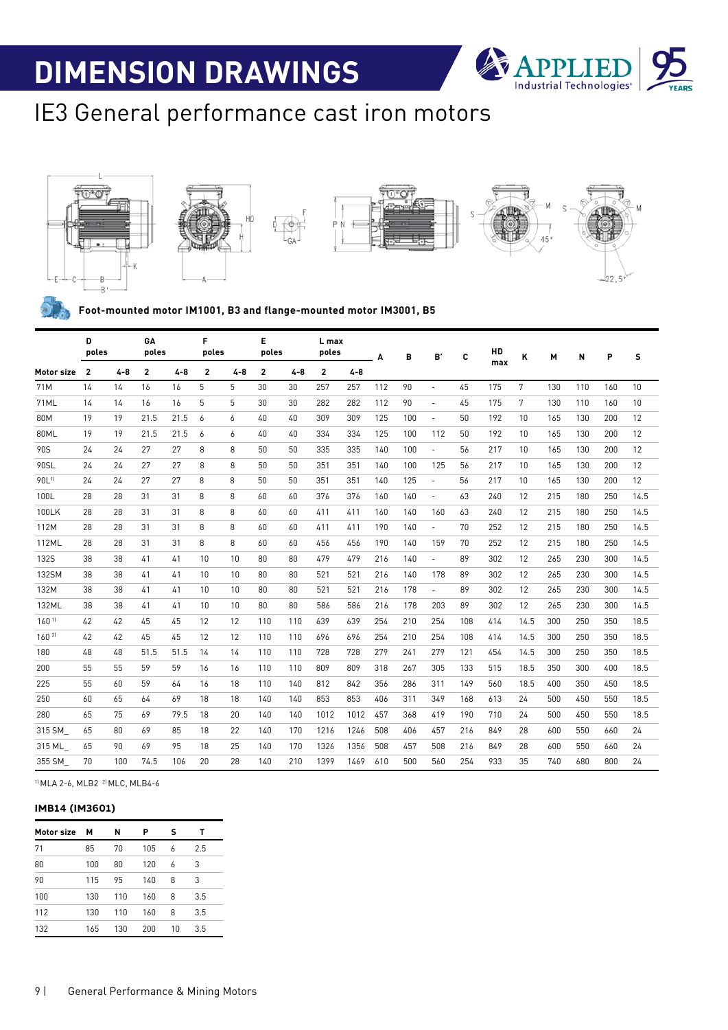# DIMENSION DRAWINGS

## IE3 General performance cast iron motors

**Foot-mounted motor IM1001, B3 and flange-mounted motor IM3001, B5**

| | D poles | | GA poles | | F poles | | E poles | | L max poles | | A | B | B' | C | HD max | K | M | N | P | S |
|---|---|---|---|---|---|---|---|---|---|---|---|---|---|---|---|---|---|---|---|---|
| **Motor size** | **2** | **4-8** | **2** | **4-8** | **2** | **4-8** | **2** | **4-8** | **2** | **4-8** | | | | | | | | | | |
| 71M | 14 | 14 | 16 | 16 | 5 | 5 | 30 | 30 | 257 | 257 | 112 | 90 | - | 45 | 175 | 7 | 130 | 110 | 160 | 10 |
| 71ML | 14 | 14 | 16 | 16 | 5 | 5 | 30 | 30 | 282 | 282 | 112 | 90 | - | 45 | 175 | 7 | 130 | 110 | 160 | 10 |
| 80M | 19 | 19 | 21.5 | 21.5 | 6 | 6 | 40 | 40 | 309 | 309 | 125 | 100 | - | 50 | 192 | 10 | 165 | 130 | 200 | 12 |
| 80ML | 19 | 19 | 21.5 | 21.5 | 6 | 6 | 40 | 40 | 334 | 334 | 125 | 100 | 112 | 50 | 192 | 10 | 165 | 130 | 200 | 12 |
| 90S | 24 | 24 | 27 | 27 | 8 | 8 | 50 | 50 | 335 | 335 | 140 | 100 | - | 56 | 217 | 10 | 165 | 130 | 200 | 12 |
| 90SL | 24 | 24 | 27 | 27 | 8 | 8 | 50 | 50 | 351 | 351 | 140 | 100 | 125 | 56 | 217 | 10 | 165 | 130 | 200 | 12 |
| 90L[1] | 24 | 24 | 27 | 27 | 8 | 8 | 50 | 50 | 351 | 351 | 140 | 125 | - | 56 | 217 | 10 | 165 | 130 | 200 | 12 |
| 100L | 28 | 28 | 31 | 31 | 8 | 8 | 60 | 60 | 376 | 376 | 160 | 140 | - | 63 | 240 | 12 | 215 | 180 | 250 | 14.5 |
| 100LK | 28 | 28 | 31 | 31 | 8 | 8 | 60 | 60 | 411 | 411 | 160 | 140 | 160 | 63 | 240 | 12 | 215 | 180 | 250 | 14.5 |
| 112M | 28 | 28 | 31 | 31 | 8 | 8 | 60 | 60 | 411 | 411 | 190 | 140 | - | 70 | 252 | 12 | 215 | 180 | 250 | 14.5 |
| 112ML | 28 | 28 | 31 | 31 | 8 | 8 | 60 | 60 | 456 | 456 | 190 | 140 | 159 | 70 | 252 | 12 | 215 | 180 | 250 | 14.5 |
| 132S | 38 | 38 | 41 | 41 | 10 | 10 | 80 | 80 | 479 | 479 | 216 | 140 | - | 89 | 302 | 12 | 265 | 230 | 300 | 14.5 |
| 132SM | 38 | 38 | 41 | 41 | 10 | 10 | 80 | 80 | 521 | 521 | 216 | 140 | 178 | 89 | 302 | 12 | 265 | 230 | 300 | 14.5 |
| 132M | 38 | 38 | 41 | 41 | 10 | 10 | 80 | 80 | 521 | 521 | 216 | 178 | - | 89 | 302 | 12 | 265 | 230 | 300 | 14.5 |
| 132ML | 38 | 38 | 41 | 41 | 10 | 10 | 80 | 80 | 586 | 586 | 216 | 178 | 203 | 89 | 302 | 12 | 265 | 230 | 300 | 14.5 |
| 160[1] | 42 | 42 | 45 | 45 | 12 | 12 | 110 | 110 | 639 | 639 | 254 | 210 | 254 | 108 | 414 | 14.5 | 300 | 250 | 350 | 18.5 |
| 160[2] | 42 | 42 | 45 | 45 | 12 | 12 | 110 | 110 | 696 | 696 | 254 | 210 | 254 | 108 | 414 | 14.5 | 300 | 250 | 350 | 18.5 |
| 180 | 48 | 48 | 51.5 | 51.5 | 14 | 14 | 110 | 110 | 728 | 728 | 279 | 241 | 279 | 121 | 454 | 14.5 | 300 | 250 | 350 | 18.5 |
| 200 | 55 | 55 | 59 | 59 | 16 | 16 | 110 | 110 | 809 | 809 | 318 | 267 | 305 | 133 | 515 | 18.5 | 350 | 300 | 400 | 18.5 |
| 225 | 55 | 60 | 59 | 64 | 16 | 18 | 110 | 140 | 812 | 842 | 356 | 286 | 311 | 149 | 560 | 18.5 | 400 | 350 | 450 | 18.5 |
| 250 | 60 | 65 | 64 | 69 | 18 | 18 | 140 | 140 | 853 | 853 | 406 | 311 | 349 | 168 | 613 | 24 | 500 | 450 | 550 | 18.5 |
| 280 | 65 | 75 | 69 | 79.5 | 18 | 20 | 140 | 140 | 1012 | 1012 | 457 | 368 | 419 | 190 | 710 | 24 | 500 | 450 | 550 | 18.5 |
| 315 SM_ | 65 | 80 | 69 | 85 | 18 | 22 | 140 | 170 | 1216 | 1246 | 508 | 406 | 457 | 216 | 849 | 28 | 600 | 550 | 660 | 24 |
| 315 ML_ | 65 | 90 | 69 | 95 | 18 | 25 | 140 | 170 | 1326 | 1356 | 508 | 457 | 508 | 216 | 849 | 28 | 600 | 550 | 660 | 24 |
| 355 SM_ | 70 | 100 | 74.5 | 106 | 20 | 28 | 140 | 210 | 1399 | 1469 | 610 | 500 | 560 | 254 | 933 | 35 | 740 | 680 | 800 | 24 |

[1] MLA 2-6, MLB2 [2] MLC, MLB4-6

### IMB14 (IM3601)

| Motor size | M | N | P | S | T |
|---|---|---|---|---|---|
| 71 | 85 | 70 | 105 | 6 | 2.5 |
| 80 | 100 | 80 | 120 | 6 | 3 |
| 90 | 115 | 95 | 140 | 8 | 3 |
| 100 | 130 | 110 | 160 | 8 | 3.5 |
| 112 | 130 | 110 | 160 | 8 | 3.5 |
| 132 | 165 | 130 | 200 | 10 | 3.5 |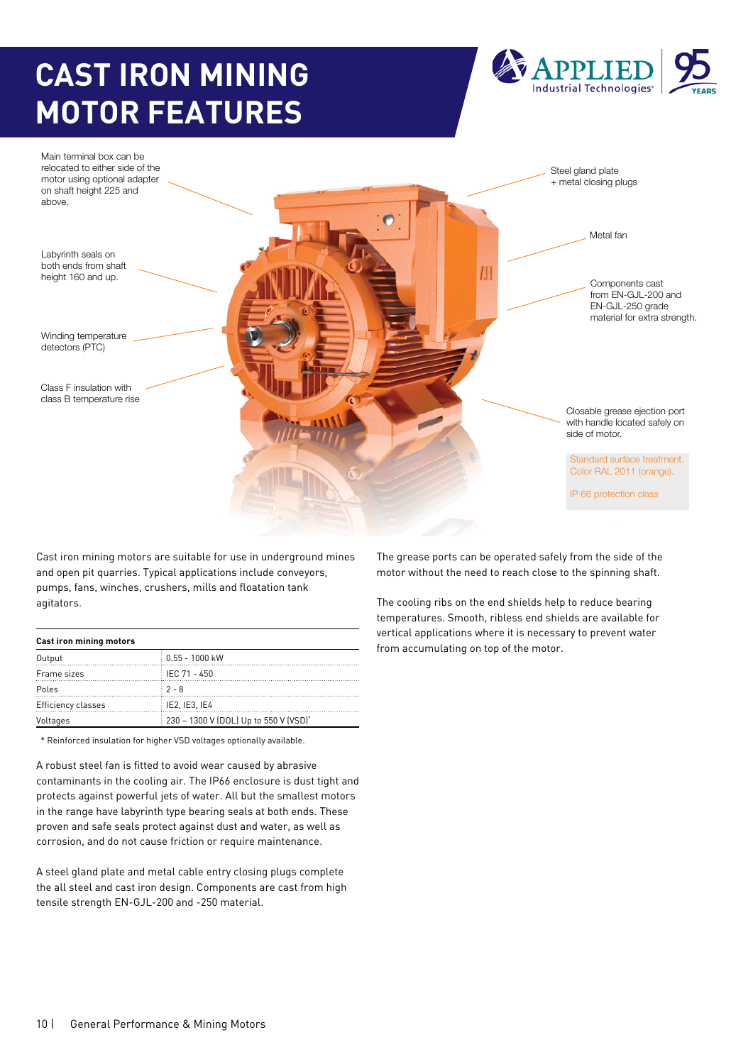# CAST IRON MINING MOTOR FEATURES

Main terminal box can be relocated to either side of the motor using optional adapter on shaft height 225 and above.

Labyrinth seals on both ends from shaft height 160 and up.

Winding temperature detectors (PTC)

Class F insulation with class B temperature rise

Steel gland plate + metal closing plugs

Metal fan

Components cast from EN-GJL-200 and EN-GJL-250 grade material for extra strength.

Closable grease ejection port with handle located safely on side of motor.

Standard surface treatment. Color RAL 2011 (orange).

IP 66 protection class

Cast iron mining motors are suitable for use in underground mines and open pit quarries. Typical applications include conveyors, pumps, fans, winches, crushers, mills and floatation tank agitators.

| Cast iron mining motors | |
|---|---|
| Output | 0.55 - 1000 kW |
| Frame sizes | IEC 71 - 450 |
| Poles | 2 - 8 |
| Efficiency classes | IE2, IE3, IE4 |
| Voltages | 230 – 1300 V (DOL) Up to 550 V (VSD)* |

\* Reinforced insulation for higher VSD voltages optionally available.

A robust steel fan is fitted to avoid wear caused by abrasive contaminants in the cooling air. The IP66 enclosure is dust tight and protects against powerful jets of water. All but the smallest motors in the range have labyrinth type bearing seals at both ends. These proven and safe seals protect against dust and water, as well as corrosion, and do not cause friction or require maintenance.

A steel gland plate and metal cable entry closing plugs complete the all steel and cast iron design. Components are cast from high tensile strength EN-GJL-200 and -250 material.

The grease ports can be operated safely from the side of the motor without the need to reach close to the spinning shaft.

The cooling ribs on the end shields help to reduce bearing temperatures. Smooth, ribless end shields are available for vertical applications where it is necessary to prevent water from accumulating on top of the motor.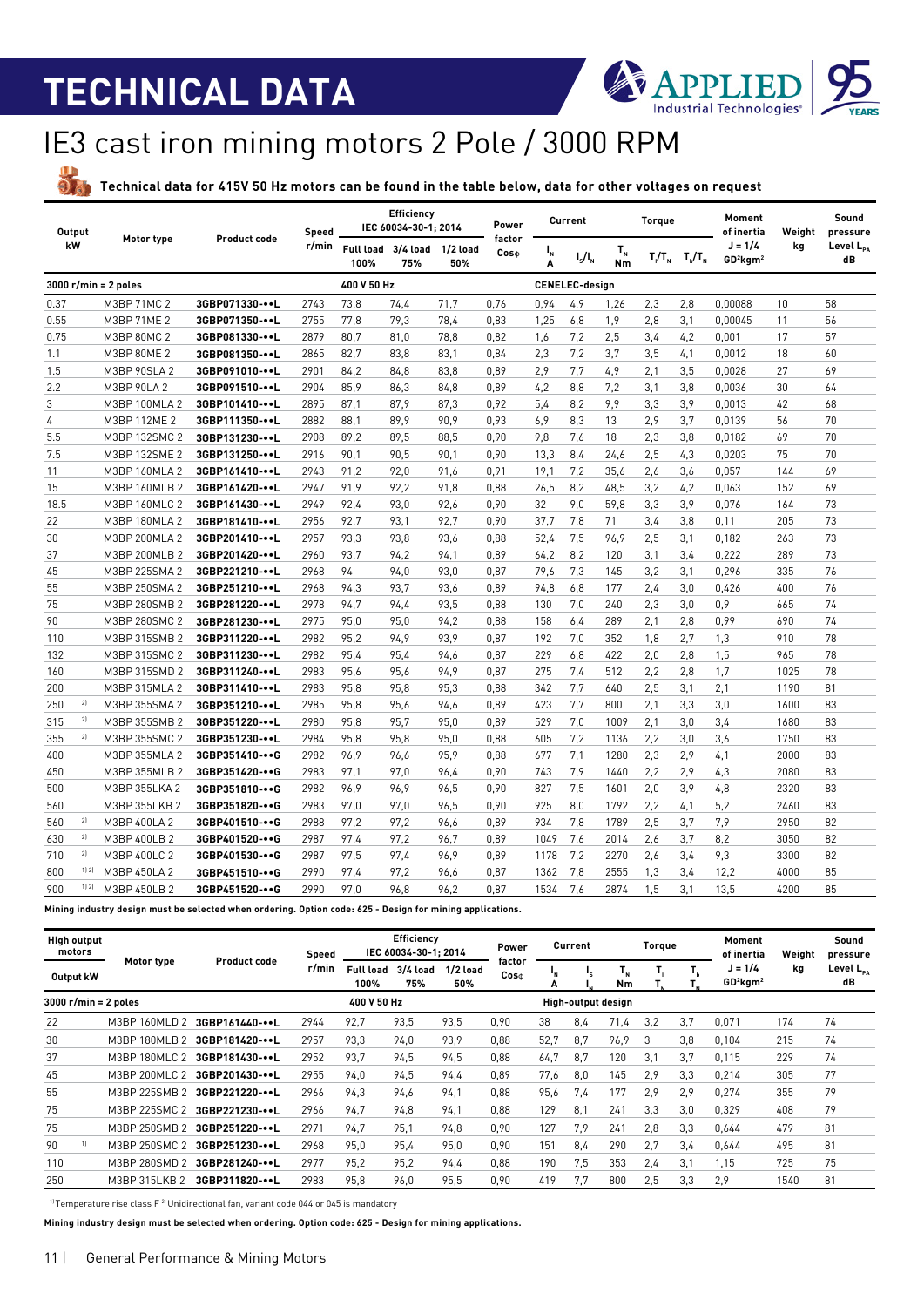# TECHNICAL DATA

# IE3 cast iron mining motors 2 Pole / 3000 RPM

**Technical data for 415V 50 Hz motors can be found in the table below, data for other voltages on request**

| Output kW | | Motor type | Product code | Speed r/min | Efficiency IEC 60034-30-1; 2014 | | | Power factor Cosφ | Current | | Torque | | | Moment of inertia | Weight kg | Sound pressure Level $L_{PA}$ dB |
|---|---|---|---|---|---|---|---|---|---|---|---|---|---|---|---|---|
| | | | | | Full load 100% | 3/4 load 75% | 1/2 load 50% | | $I_N$ A | $I_s/I_N$ | $T_N$ Nm | $T_l/T_N$ | $T_b/T_N$ | $J = 1/4$ $GD^2kgm^2$ | | |
| **3000 r/min = 2 poles** | | | | | 400 V 50 Hz | | | | CENELEC-design | | | | | | | |
| 0.37 | | M3BP 71MC 2 | 3GBP071330-••L | 2743 | 73,8 | 74,4 | 71,7 | 0,76 | 0,94 | 4,9 | 1,26 | 2,3 | 2,8 | 0,00088 | 10 | 58 |
| 0.55 | | M3BP 71ME 2 | 3GBP071350-••L | 2755 | 77,8 | 79,3 | 78,4 | 0,83 | 1,25 | 6,8 | 1,9 | 2,8 | 3,1 | 0,00045 | 11 | 56 |
| 0.75 | | M3BP 80MC 2 | 3GBP081330-••L | 2879 | 80,7 | 81,0 | 78,8 | 0,82 | 1,6 | 7,2 | 2,5 | 3,4 | 4,2 | 0,001 | 17 | 57 |
| 1.1 | | M3BP 80ME 2 | 3GBP081350-••L | 2865 | 82,7 | 83,8 | 83,1 | 0,84 | 2,3 | 7,2 | 3,7 | 3,5 | 4,1 | 0,0012 | 18 | 60 |
| 1.5 | | M3BP 90SLA 2 | 3GBP091010-••L | 2901 | 84,2 | 84,8 | 83,8 | 0,89 | 2,9 | 7,7 | 4,9 | 2,1 | 3,5 | 0,0028 | 27 | 69 |
| 2.2 | | M3BP 90LA 2 | 3GBP091510-••L | 2904 | 85,9 | 86,3 | 84,8 | 0,89 | 4,2 | 8,8 | 7,2 | 3,1 | 3,8 | 0,0036 | 30 | 64 |
| 3 | | M3BP 100MLA 2 | 3GBP101410-••L | 2895 | 87,1 | 87,9 | 87,3 | 0,92 | 5,4 | 8,2 | 9,9 | 3,3 | 3,9 | 0,0013 | 42 | 68 |
| 4 | | M3BP 112ME 2 | 3GBP111350-••L | 2882 | 88,1 | 89,9 | 90,9 | 0,93 | 6,9 | 8,3 | 13 | 2,9 | 3,7 | 0,0139 | 56 | 70 |
| 5.5 | | M3BP 132SMC 2 | 3GBP131230-••L | 2908 | 89,2 | 89,5 | 88,5 | 0,90 | 9,8 | 7,6 | 18 | 2,3 | 3,8 | 0,0182 | 69 | 70 |
| 7.5 | | M3BP 132SME 2 | 3GBP131250-••L | 2916 | 90,1 | 90,5 | 90,1 | 0,90 | 13,3 | 8,4 | 24,6 | 2,5 | 4,3 | 0,0203 | 75 | 70 |
| 11 | | M3BP 160MLA 2 | 3GBP161410-••L | 2943 | 91,2 | 92,0 | 91,6 | 0,91 | 19,1 | 7,2 | 35,6 | 2,6 | 3,6 | 0,057 | 144 | 69 |
| 15 | | M3BP 160MLB 2 | 3GBP161420-••L | 2947 | 91,9 | 92,2 | 91,8 | 0,88 | 26,5 | 8,2 | 48,5 | 3,2 | 4,2 | 0,063 | 152 | 69 |
| 18.5 | | M3BP 160MLC 2 | 3GBP161430-••L | 2949 | 92,4 | 93,0 | 92,6 | 0,90 | 32 | 9,0 | 59,8 | 3,3 | 3,9 | 0,076 | 164 | 73 |
| 22 | | M3BP 180MLA 2 | 3GBP181410-••L | 2956 | 92,7 | 93,1 | 92,7 | 0,90 | 37,7 | 7,8 | 71 | 3,4 | 3,8 | 0,11 | 205 | 73 |
| 30 | | M3BP 200MLA 2 | 3GBP201410-••L | 2957 | 93,3 | 93,8 | 93,6 | 0,88 | 52,4 | 7,5 | 96,9 | 2,5 | 3,1 | 0,182 | 263 | 73 |
| 37 | | M3BP 200MLB 2 | 3GBP201420-••L | 2960 | 93,7 | 94,2 | 94,1 | 0,89 | 64,2 | 8,2 | 120 | 3,1 | 3,4 | 0,222 | 289 | 73 |
| 45 | | M3BP 225SMA 2 | 3GBP221210-••L | 2968 | 94 | 94,0 | 93,0 | 0,87 | 79,6 | 7,3 | 145 | 3,2 | 3,1 | 0,296 | 335 | 76 |
| 55 | | M3BP 250SMA 2 | 3GBP251210-••L | 2968 | 94,3 | 93,7 | 93,6 | 0,89 | 94,8 | 6,8 | 177 | 2,4 | 3,0 | 0,426 | 400 | 76 |
| 75 | | M3BP 280SMB 2 | 3GBP281220-••L | 2978 | 94,7 | 94,4 | 93,5 | 0,88 | 130 | 7,0 | 240 | 2,3 | 3,0 | 0,9 | 665 | 74 |
| 90 | | M3BP 280SMC 2 | 3GBP281230-••L | 2975 | 95,0 | 95,0 | 94,2 | 0,88 | 158 | 6,4 | 289 | 2,1 | 2,8 | 0,99 | 690 | 74 |
| 110 | | M3BP 315SMB 2 | 3GBP311220-••L | 2982 | 95,2 | 94,9 | 93,9 | 0,87 | 192 | 7,0 | 352 | 1,8 | 2,7 | 1,3 | 910 | 78 |
| 132 | | M3BP 315SMC 2 | 3GBP311230-••L | 2982 | 95,4 | 95,4 | 94,6 | 0,87 | 229 | 6,8 | 422 | 2,0 | 2,8 | 1,5 | 965 | 78 |
| 160 | | M3BP 315SMD 2 | 3GBP311240-••L | 2983 | 95,6 | 95,6 | 94,9 | 0,87 | 275 | 7,4 | 512 | 2,2 | 2,8 | 1,7 | 1025 | 78 |
| 200 | | M3BP 315MLA 2 | 3GBP311410-••L | 2983 | 95,8 | 95,8 | 95,3 | 0,88 | 342 | 7,7 | 640 | 2,5 | 3,1 | 2,1 | 1190 | 81 |
| 250 | 2) | M3BP 355SMA 2 | 3GBP351210-••L | 2985 | 95,8 | 95,6 | 94,6 | 0,89 | 423 | 7,7 | 800 | 2,1 | 3,3 | 3,0 | 1600 | 83 |
| 315 | 2) | M3BP 355SMB 2 | 3GBP351220-••L | 2980 | 95,8 | 95,7 | 95,0 | 0,89 | 529 | 7,0 | 1009 | 2,1 | 3,0 | 3,4 | 1680 | 83 |
| 355 | 2) | M3BP 355SMC 2 | 3GBP351230-••L | 2984 | 95,8 | 95,8 | 95,0 | 0,88 | 605 | 7,2 | 1136 | 2,2 | 3,0 | 3,6 | 1750 | 83 |
| 400 | | M3BP 355MLA 2 | 3GBP351410-••G | 2982 | 96,9 | 96,6 | 95,9 | 0,88 | 677 | 7,1 | 1280 | 2,3 | 2,9 | 4,1 | 2000 | 83 |
| 450 | | M3BP 355MLB 2 | 3GBP351420-••G | 2983 | 97,1 | 97,0 | 96,4 | 0,90 | 743 | 7,9 | 1440 | 2,2 | 2,9 | 4,3 | 2080 | 83 |
| 500 | | M3BP 355LKA 2 | 3GBP351810-••G | 2982 | 96,9 | 96,9 | 96,5 | 0,90 | 827 | 7,5 | 1601 | 2,0 | 3,9 | 4,8 | 2320 | 83 |
| 560 | | M3BP 355LKB 2 | 3GBP351820-••G | 2983 | 97,0 | 97,0 | 96,5 | 0,90 | 925 | 8,0 | 1792 | 2,2 | 4,1 | 5,2 | 2460 | 83 |
| 560 | 2) | M3BP 400LA 2 | 3GBP401510-••G | 2988 | 97,2 | 97,2 | 96,6 | 0,89 | 934 | 7,8 | 1789 | 2,5 | 3,7 | 7,9 | 2950 | 82 |
| 630 | 2) | M3BP 400LB 2 | 3GBP401520-••G | 2987 | 97,4 | 97,2 | 96,7 | 0,89 | 1049 | 7,6 | 2014 | 2,6 | 3,7 | 8,2 | 3050 | 82 |
| 710 | 2) | M3BP 400LC 2 | 3GBP401530-••G | 2987 | 97,5 | 97,4 | 96,9 | 0,89 | 1178 | 7,2 | 2270 | 2,6 | 3,4 | 9,3 | 3300 | 82 |
| 800 | 1) 2) | M3BP 450LA 2 | 3GBP451510-••G | 2990 | 97,4 | 97,2 | 96,6 | 0,87 | 1362 | 7,8 | 2555 | 1,3 | 3,4 | 12,2 | 4000 | 85 |
| 900 | 1) 2) | M3BP 450LB 2 | 3GBP451520-••G | 2990 | 97,0 | 96,8 | 96,2 | 0,87 | 1534 | 7,6 | 2874 | 1,5 | 3,1 | 13,5 | 4200 | 85 |

**Mining industry design must be selected when ordering. Option code: 625 - Design for mining applications.**

| High output motors Output kW | | Motor type | Product code | Speed r/min | Efficiency IEC 60034-30-1; 2014 | | | Power factor Cosφ | Current | | Torque | | | Moment of inertia | Weight kg | Sound pressure Level $L_{PA}$ dB |
|---|---|---|---|---|---|---|---|---|---|---|---|---|---|---|---|---|
| | | | | | Full load 100% | 3/4 load 75% | 1/2 load 50% | | $I_N$ A | $I_s/I_N$ | $T_N$ Nm | $T_l/T_N$ | $T_b/T_N$ | $J = 1/4$ $GD^2kgm^2$ | | |
| **3000 r/min = 2 poles** | | | | | 400 V 50 Hz | | | | High-output design | | | | | | | |
| 22 | | M3BP 160MLD 2 | 3GBP161440-••L | 2944 | 92,7 | 93,5 | 93,5 | 0,90 | 38 | 8,4 | 71,4 | 3,2 | 3,7 | 0,071 | 174 | 74 |
| 30 | | M3BP 180MLB 2 | 3GBP181420-••L | 2957 | 93,3 | 94,0 | 93,9 | 0,88 | 52,7 | 8,7 | 96,9 | 3 | 3,8 | 0,104 | 215 | 74 |
| 37 | | M3BP 180MLC 2 | 3GBP181430-••L | 2952 | 93,7 | 94,5 | 94,5 | 0,88 | 64,7 | 8,7 | 120 | 3,1 | 3,7 | 0,115 | 229 | 74 |
| 45 | | M3BP 200MLC 2 | 3GBP201430-••L | 2955 | 94,0 | 94,5 | 94,4 | 0,89 | 77,6 | 8,0 | 145 | 2,9 | 3,3 | 0,214 | 305 | 77 |
| 55 | | M3BP 225SMB 2 | 3GBP221220-••L | 2966 | 94,3 | 94,6 | 94,1 | 0,88 | 95,6 | 7,4 | 177 | 2,9 | 2,9 | 0,274 | 355 | 79 |
| 75 | | M3BP 225SMC 2 | 3GBP221230-••L | 2966 | 94,7 | 94,8 | 94,1 | 0,88 | 129 | 8,1 | 241 | 3,3 | 3,0 | 0,329 | 408 | 79 |
| 75 | | M3BP 250SMB 2 | 3GBP251220-••L | 2971 | 94,7 | 95,1 | 94,8 | 0,90 | 127 | 7,9 | 241 | 2,8 | 3,3 | 0,644 | 479 | 81 |
| 90 | 1) | M3BP 250SMC 2 | 3GBP251230-••L | 2968 | 95,0 | 95,4 | 95,0 | 0,90 | 151 | 8,4 | 290 | 2,7 | 3,4 | 0,644 | 495 | 81 |
| 110 | | M3BP 280SMD 2 | 3GBP281240-••L | 2977 | 95,2 | 95,2 | 94,4 | 0,88 | 190 | 7,5 | 353 | 2,4 | 3,1 | 1,15 | 725 | 75 |
| 250 | | M3BP 315LKB 2 | 3GBP311820-••L | 2983 | 95,8 | 96,0 | 95,5 | 0,90 | 419 | 7,7 | 800 | 2,5 | 3,3 | 2,9 | 1540 | 81 |

[1] Temperature rise class F [2] Unidirectional fan, variant code 044 or 045 is mandatory

**Mining industry design must be selected when ordering. Option code: 625 - Design for mining applications.**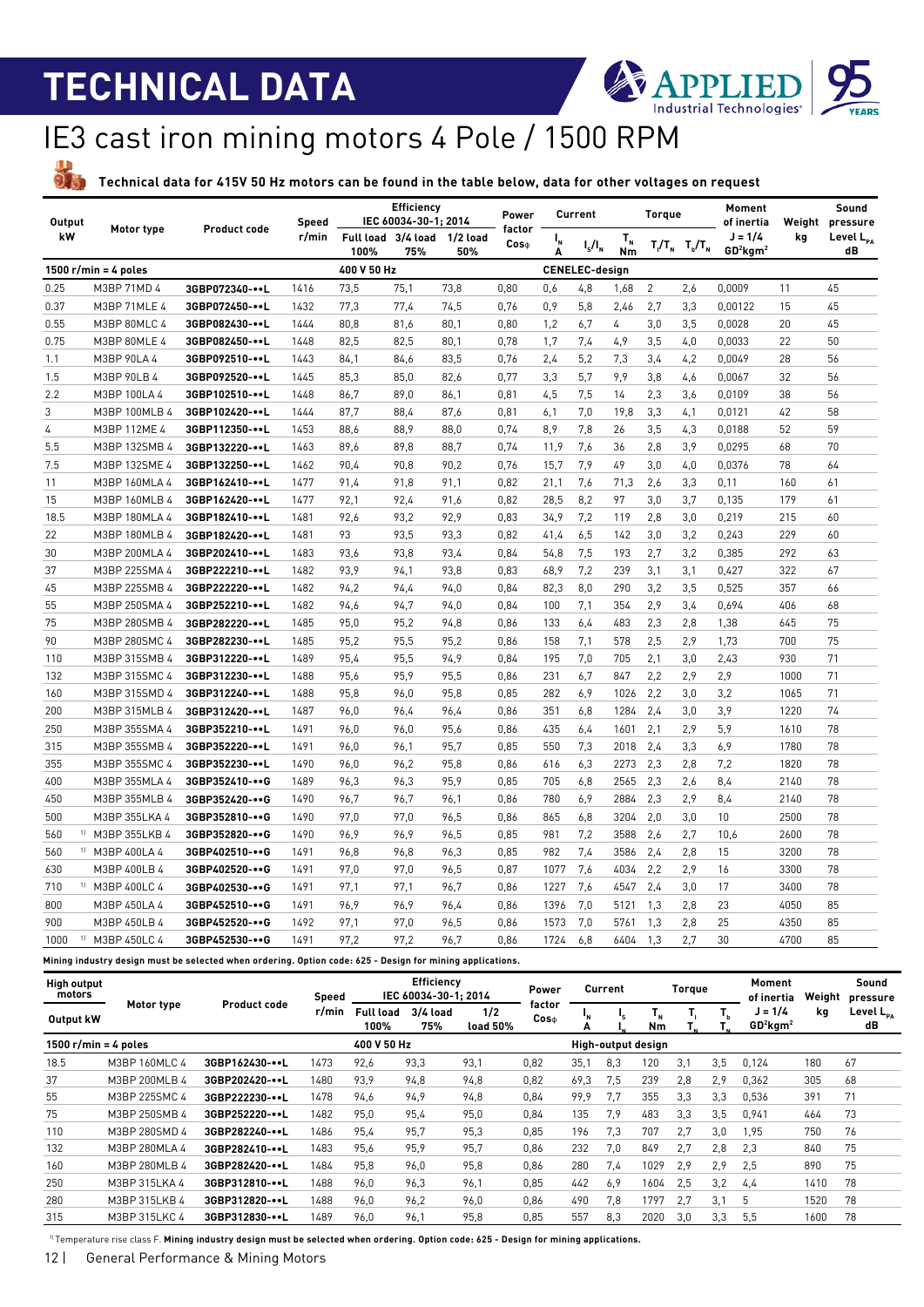# TECHNICAL DATA

## IE3 cast iron mining motors 4 Pole / 1500 RPM

**Technical data for 415V 50 Hz motors can be found in the table below, data for other voltages on request**

| Output kW | Motor type | Product code | Speed r/min | Efficiency IEC 60034-30-1; 2014 Full load 100% | 3/4 load 75% | 1/2 load 50% | Power factor Cosφ | Current $I_N$ A | $I_S/I_N$ | Torque $T_N$ Nm | $T_I/T_N$ | $T_b/T_N$ | Moment of inertia J = 1/4 $GD^2kgm^2$ | Weight kg | Sound pressure Level $L_{PA}$ dB |
|---|---|---|---|---|---|---|---|---|---|---|---|---|---|---|---|
| **1500 r/min = 4 poles** | | | | 400 V 50 Hz | | | CENELEC-design | | | | | | | | |
| 0.25 | M3BP 71MD 4 | 3GBP072340-••L | 1416 | 73,5 | 75,1 | 73,8 | 0,80 | 0,6 | 4,8 | 1,68 | 2 | 2,6 | 0,0009 | 11 | 45 |
| 0.37 | M3BP 71MLE 4 | 3GBP072450-••L | 1432 | 77,3 | 77,4 | 74,5 | 0,76 | 0,9 | 5,8 | 2,46 | 2,7 | 3,3 | 0,00122 | 15 | 45 |
| 0.55 | M3BP 80MLC 4 | 3GBP082430-••L | 1444 | 80,8 | 81,6 | 80,1 | 0,80 | 1,2 | 6,7 | 4 | 3,0 | 3,5 | 0,0028 | 20 | 45 |
| 0.75 | M3BP 80MLE 4 | 3GBP082450-••L | 1448 | 82,5 | 82,5 | 80,1 | 0,78 | 1,7 | 7,4 | 4,9 | 3,5 | 4,0 | 0,0033 | 22 | 50 |
| 1.1 | M3BP 90LA 4 | 3GBP092510-••L | 1443 | 84,1 | 84,6 | 83,5 | 0,76 | 2,4 | 5,2 | 7,3 | 3,4 | 4,2 | 0,0049 | 28 | 56 |
| 1.5 | M3BP 90LB 4 | 3GBP092520-••L | 1445 | 85,3 | 85,0 | 82,6 | 0,77 | 3,3 | 5,7 | 9,9 | 3,8 | 4,6 | 0,0067 | 32 | 56 |
| 2.2 | M3BP 100LA 4 | 3GBP102510-••L | 1448 | 86,7 | 89,0 | 86,1 | 0,81 | 4,5 | 7,5 | 14 | 2,3 | 3,6 | 0,0109 | 38 | 56 |
| 3 | M3BP 100MLB 4 | 3GBP102420-••L | 1444 | 87,7 | 88,4 | 87,6 | 0,81 | 6,1 | 7,0 | 19,8 | 3,3 | 4,1 | 0,0121 | 42 | 58 |
| 4 | M3BP 112ME 4 | 3GBP112350-••L | 1453 | 88,6 | 88,9 | 88,0 | 0,74 | 8,9 | 7,8 | 26 | 3,5 | 4,3 | 0,0188 | 52 | 59 |
| 5.5 | M3BP 132SMB 4 | 3GBP132220-••L | 1463 | 89,6 | 89,8 | 88,7 | 0,74 | 11,9 | 7,6 | 36 | 2,8 | 3,9 | 0,0295 | 68 | 70 |
| 7.5 | M3BP 132SME 4 | 3GBP132250-••L | 1462 | 90,4 | 90,8 | 90,2 | 0,76 | 15,7 | 7,9 | 49 | 3,0 | 4,0 | 0,0376 | 78 | 64 |
| 11 | M3BP 160MLA 4 | 3GBP162410-••L | 1477 | 91,4 | 91,8 | 91,1 | 0,82 | 21,1 | 7,6 | 71,3 | 2,6 | 3,3 | 0,11 | 160 | 61 |
| 15 | M3BP 160MLB 4 | 3GBP162420-••L | 1477 | 92,1 | 92,4 | 91,6 | 0,82 | 28,5 | 8,2 | 97 | 3,0 | 3,7 | 0,135 | 179 | 61 |
| 18.5 | M3BP 180MLA 4 | 3GBP182410-••L | 1481 | 92,6 | 93,2 | 92,9 | 0,83 | 34,9 | 7,2 | 119 | 2,8 | 3,0 | 0,219 | 215 | 60 |
| 22 | M3BP 180MLB 4 | 3GBP182420-••L | 1481 | 93 | 93,5 | 93,3 | 0,82 | 41,4 | 6,5 | 142 | 3,0 | 3,2 | 0,243 | 229 | 60 |
| 30 | M3BP 200MLA 4 | 3GBP202410-••L | 1483 | 93,6 | 93,8 | 93,4 | 0,84 | 54,8 | 7,5 | 193 | 2,7 | 3,2 | 0,385 | 292 | 63 |
| 37 | M3BP 225SMA 4 | 3GBP222210-••L | 1482 | 93,9 | 94,1 | 93,8 | 0,83 | 68,9 | 7,2 | 239 | 3,1 | 3,1 | 0,427 | 322 | 67 |
| 45 | M3BP 225SMB 4 | 3GBP222220-••L | 1482 | 94,2 | 94,4 | 94,0 | 0,84 | 82,3 | 8,0 | 290 | 3,2 | 3,5 | 0,525 | 357 | 66 |
| 55 | M3BP 250SMA 4 | 3GBP252210-••L | 1482 | 94,6 | 94,7 | 94,0 | 0,84 | 100 | 7,1 | 354 | 2,9 | 3,4 | 0,694 | 406 | 68 |
| 75 | M3BP 280SMB 4 | 3GBP282220-••L | 1485 | 95,0 | 95,2 | 94,8 | 0,86 | 133 | 6,4 | 483 | 2,3 | 2,8 | 1,38 | 645 | 75 |
| 90 | M3BP 280SMC 4 | 3GBP282230-••L | 1485 | 95,2 | 95,5 | 95,2 | 0,86 | 158 | 7,1 | 578 | 2,5 | 2,9 | 1,73 | 700 | 75 |
| 110 | M3BP 315SMB 4 | 3GBP312220-••L | 1489 | 95,4 | 95,5 | 94,9 | 0,84 | 195 | 7,0 | 705 | 2,1 | 3,0 | 2,43 | 930 | 71 |
| 132 | M3BP 315SMC 4 | 3GBP312230-••L | 1488 | 95,6 | 95,9 | 95,5 | 0,86 | 231 | 6,7 | 847 | 2,2 | 2,9 | 2,9 | 1000 | 71 |
| 160 | M3BP 315SMD 4 | 3GBP312240-••L | 1488 | 95,8 | 96,0 | 95,8 | 0,85 | 282 | 6,9 | 1026 | 2,2 | 3,0 | 3,2 | 1065 | 71 |
| 200 | M3BP 315MLB 4 | 3GBP312420-••L | 1487 | 96,0 | 96,4 | 96,4 | 0,86 | 351 | 6,8 | 1284 | 2,4 | 3,0 | 3,9 | 1220 | 74 |
| 250 | M3BP 355SMA 4 | 3GBP352210-••L | 1491 | 96,0 | 96,0 | 95,6 | 0,86 | 435 | 6,4 | 1601 | 2,1 | 2,9 | 5,9 | 1610 | 78 |
| 315 | M3BP 355SMB 4 | 3GBP352220-••L | 1491 | 96,0 | 96,1 | 95,7 | 0,85 | 550 | 7,3 | 2018 | 2,4 | 3,3 | 6,9 | 1780 | 78 |
| 355 | M3BP 355SMC 4 | 3GBP352230-••L | 1490 | 96,0 | 96,2 | 95,8 | 0,86 | 616 | 6,3 | 2273 | 2,3 | 2,8 | 7,2 | 1820 | 78 |
| 400 | M3BP 355MLA 4 | 3GBP352410-••G | 1489 | 96,3 | 96,3 | 95,9 | 0,85 | 705 | 6,8 | 2565 | 2,3 | 2,6 | 8,4 | 2140 | 78 |
| 450 | M3BP 355MLB 4 | 3GBP352420-••G | 1490 | 96,7 | 96,7 | 96,1 | 0,86 | 780 | 6,9 | 2884 | 2,3 | 2,9 | 8,4 | 2140 | 78 |
| 500 | M3BP 355LKA 4 | 3GBP352810-••G | 1490 | 97,0 | 97,0 | 96,5 | 0,86 | 865 | 6,8 | 3204 | 2,0 | 3,0 | 10 | 2500 | 78 |
| 560 [1] | M3BP 355LKB 4 | 3GBP352820-••G | 1490 | 96,9 | 96,9 | 96,5 | 0,85 | 981 | 7,2 | 3588 | 2,6 | 2,7 | 10,6 | 2600 | 78 |
| 560 [1] | M3BP 400LA 4 | 3GBP402510-••G | 1491 | 96,8 | 96,8 | 96,3 | 0,85 | 982 | 7,4 | 3586 | 2,4 | 2,8 | 15 | 3200 | 78 |
| 630 | M3BP 400LB 4 | 3GBP402520-••G | 1491 | 97,0 | 97,0 | 96,5 | 0,87 | 1077 | 7,6 | 4034 | 2,2 | 2,9 | 16 | 3300 | 78 |
| 710 [1] | M3BP 400LC 4 | 3GBP402530-••G | 1491 | 97,1 | 97,1 | 96,7 | 0,86 | 1227 | 7,6 | 4547 | 2,4 | 3,0 | 17 | 3400 | 78 |
| 800 | M3BP 450LA 4 | 3GBP452510-••G | 1491 | 96,9 | 96,9 | 96,4 | 0,86 | 1396 | 7,0 | 5121 | 1,3 | 2,8 | 23 | 4050 | 85 |
| 900 | M3BP 450LB 4 | 3GBP452520-••G | 1492 | 97,1 | 97,0 | 96,5 | 0,86 | 1573 | 7,0 | 5761 | 1,3 | 2,8 | 25 | 4350 | 85 |
| 1000 [1] | M3BP 450LC 4 | 3GBP452530-••G | 1491 | 97,2 | 97,2 | 96,7 | 0,86 | 1724 | 6,8 | 6404 | 1,3 | 2,7 | 30 | 4700 | 85 |

**Mining industry design must be selected when ordering. Option code: 625 - Design for mining applications.**

| High output motors Output kW | Motor type | Product code | Speed r/min | Efficiency IEC 60034-30-1; 2014 Full load 100% | 3/4 load 75% | 1/2 load 50% | Power factor Cosφ | Current $I_N$ A | $I_S/I_N$ | Torque $T_N$ Nm | $T_I/T_N$ | $T_b/T_N$ | Moment of inertia J = 1/4 $GD^2kgm^2$ | Weight kg | Sound pressure Level $L_{PA}$ dB |
|---|---|---|---|---|---|---|---|---|---|---|---|---|---|---|---|
| **1500 r/min = 4 poles** | | | | 400 V 50 Hz | | | High-output design | | | | | | | | |
| 18.5 | M3BP 160MLC 4 | 3GBP162430-••L | 1473 | 92,6 | 93,3 | 93,1 | 0,82 | 35,1 | 8,3 | 120 | 3,1 | 3,5 | 0,124 | 180 | 67 |
| 37 | M3BP 200MLB 4 | 3GBP202420-••L | 1480 | 93,9 | 94,8 | 94,8 | 0,82 | 69,3 | 7,5 | 239 | 2,8 | 2,9 | 0,362 | 305 | 68 |
| 55 | M3BP 225SMC 4 | 3GBP222230-••L | 1478 | 94,6 | 94,9 | 94,8 | 0,84 | 99,9 | 7,7 | 355 | 3,3 | 3,3 | 0,536 | 391 | 71 |
| 75 | M3BP 250SMB 4 | 3GBP252220-••L | 1482 | 95,0 | 95,4 | 95,0 | 0,84 | 135 | 7,9 | 483 | 3,3 | 3,5 | 0,941 | 464 | 73 |
| 110 | M3BP 280SMD 4 | 3GBP282240-••L | 1486 | 95,4 | 95,7 | 95,3 | 0,85 | 196 | 7,3 | 707 | 2,7 | 3,0 | 1,95 | 750 | 76 |
| 132 | M3BP 280MLA 4 | 3GBP282410-••L | 1483 | 95,6 | 95,9 | 95,7 | 0,86 | 232 | 7,0 | 849 | 2,7 | 2,8 | 2,3 | 840 | 75 |
| 160 | M3BP 280MLB 4 | 3GBP282420-••L | 1484 | 95,8 | 96,0 | 95,8 | 0,86 | 280 | 7,4 | 1029 | 2,9 | 2,9 | 2,5 | 890 | 75 |
| 250 | M3BP 315LKA 4 | 3GBP312810-••L | 1488 | 96,0 | 96,3 | 96,1 | 0,85 | 442 | 6,9 | 1604 | 2,5 | 3,2 | 4,4 | 1410 | 78 |
| 280 | M3BP 315LKB 4 | 3GBP312820-••L | 1488 | 96,0 | 96,2 | 96,0 | 0,86 | 490 | 7,8 | 1797 | 2,7 | 3,1 | 5 | 1520 | 78 |
| 315 | M3BP 315LKC 4 | 3GBP312830-••L | 1489 | 96,0 | 96,1 | 95,8 | 0,85 | 557 | 8,3 | 2020 | 3,0 | 3,3 | 5,5 | 1600 | 78 |

[1] Temperature rise class F. **Mining industry design must be selected when ordering. Option code: 625 - Design for mining applications.**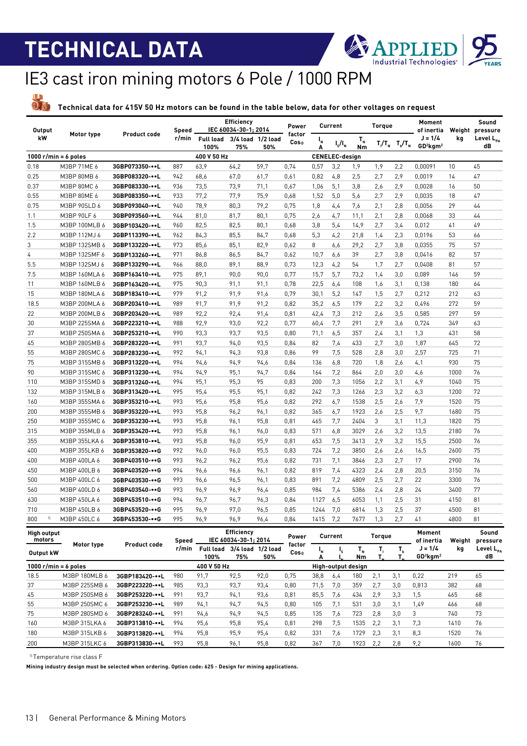# TECHNICAL DATA

## IE3 cast iron mining motors 6 Pole / 1000 RPM

**Technical data for 415V 50 Hz motors can be found in the table below, data for other voltages on request**

| Output kW | Motor type | Product code | Speed r/min | Efficiency IEC 60034-30-1; 2014 Full load 100% | 3/4 load 75% | 1/2 load 50% | Power factor Cosφ | Current $I_N$ A | $I_s/I_N$ | Torque $T_N$ Nm | $T_l/T_N$ | $T_b/T_N$ | Moment of inertia J = 1/4 GD²kgm² | Weight kg | Sound pressure Level $L_{PA}$ dB |
|---|---|---|---|---|---|---|---|---|---|---|---|---|---|---|---|
| **1000 r/min = 6 poles** | | | | **400 V 50 Hz** | | | | **CENELEC-design** | | | | | | | |
| 0.18 | M3BP 71ME 6 | 3GBP073350-••L | 887 | 63,9 | 64,2 | 59,7 | 0,74 | 0,57 | 3,2 | 1,9 | 1,9 | 2,2 | 0,00091 | 10 | 45 |
| 0.25 | M3BP 80MB 6 | 3GBP083320-••L | 942 | 68,6 | 67,0 | 61,7 | 0,61 | 0,82 | 4,8 | 2,5 | 2,7 | 2,9 | 0,0019 | 14 | 47 |
| 0.37 | M3BP 80MC 6 | 3GBP083330-••L | 936 | 73,5 | 73,9 | 71,1 | 0,67 | 1,06 | 5,1 | 3,8 | 2,6 | 2,9 | 0,0028 | 16 | 50 |
| 0.55 | M3BP 80ME 6 | 3GBP083350-••L | 933 | 77,2 | 77,9 | 75,9 | 0,68 | 1,52 | 5,0 | 5,6 | 2,7 | 2,9 | 0,0035 | 18 | 47 |
| 0.75 | M3BP 90SLD 6 | 3GBP093040-••L | 940 | 78,9 | 80,3 | 79,2 | 0,75 | 1,8 | 4,4 | 7,6 | 2,1 | 2,8 | 0,0056 | 29 | 44 |
| 1.1 | M3BP 90LF 6 | 3GBP093560-••L | 944 | 81,0 | 81,7 | 80,1 | 0,75 | 2,6 | 4,7 | 11,1 | 2,1 | 2,8 | 0,0068 | 33 | 44 |
| 1.5 | M3BP 100MLB 6 | 3GBP103420-••L | 960 | 82,5 | 82,5 | 80,1 | 0,68 | 3,8 | 5,4 | 14,9 | 2,7 | 3,4 | 0,012 | 41 | 49 |
| 2.2 | M3BP 112MJ 6 | 3GBP113390-••L | 962 | 84,3 | 85,5 | 84,7 | 0,68 | 5,3 | 4,2 | 21,8 | 1,4 | 2,3 | 0,0196 | 53 | 66 |
| 3 | M3BP 132SMB 6 | 3GBP133220-••L | 973 | 85,6 | 85,1 | 82,9 | 0,62 | 8 | 6,6 | 29,2 | 2,7 | 3,8 | 0,0355 | 75 | 57 |
| 4 | M3BP 132SMF 6 | 3GBP133260-••L | 971 | 86,8 | 86,5 | 84,7 | 0,62 | 10,7 | 6,6 | 39 | 2,7 | 3,8 | 0,0416 | 82 | 57 |
| 5.5 | M3BP 132SMJ 6 | 3GBP133290-••L | 966 | 88,0 | 89,1 | 88,9 | 0,73 | 12,3 | 4,2 | 54 | 1,7 | 2,7 | 0,0408 | 81 | 57 |
| 7.5 | M3BP 160MLA 6 | 3GBP163410-••L | 975 | 89,1 | 90,0 | 90,0 | 0,77 | 15,7 | 5,7 | 73,2 | 1,4 | 3,0 | 0,089 | 146 | 59 |
| 11 | M3BP 160MLB 6 | 3GBP163420-••L | 975 | 90,3 | 91,1 | 91,1 | 0,78 | 22,5 | 6,4 | 108 | 1,6 | 3,1 | 0,138 | 180 | 64 |
| 15 | M3BP 180MLA 6 | 3GBP183410-••L | 979 | 91,2 | 91,9 | 91,6 | 0,79 | 30,1 | 5,2 | 147 | 1,5 | 2,7 | 0,212 | 212 | 63 |
| 18.5 | M3BP 200MLA 6 | 3GBP203410-••L | 989 | 91,7 | 91,9 | 91,2 | 0,82 | 35,2 | 6,5 | 179 | 2,2 | 3,2 | 0,496 | 272 | 59 |
| 22 | M3BP 200MLB 6 | 3GBP203420-••L | 989 | 92,2 | 92,4 | 91,4 | 0,81 | 42,4 | 7,3 | 212 | 2,6 | 3,5 | 0,585 | 297 | 59 |
| 30 | M3BP 225SMA 6 | 3GBP223210-••L | 988 | 92,9 | 93,0 | 92,2 | 0,77 | 60,4 | 7,7 | 291 | 2,9 | 3,6 | 0,724 | 349 | 63 |
| 37 | M3BP 250SMA 6 | 3GBP253210-••L | 990 | 93,3 | 93,7 | 93,5 | 0,80 | 71,1 | 6,5 | 357 | 2,4 | 3,1 | 1,3 | 431 | 58 |
| 45 | M3BP 280SMB 6 | 3GBP283220-••L | 991 | 93,7 | 94,0 | 93,5 | 0,84 | 82 | 7,4 | 433 | 2,7 | 3,0 | 1,87 | 645 | 72 |
| 55 | M3BP 280SMC 6 | 3GBP283230-••L | 992 | 94,1 | 94,3 | 93,8 | 0,86 | 99 | 7,5 | 528 | 2,8 | 3,0 | 2,57 | 725 | 71 |
| 75 | M3BP 315SMB 6 | 3GBP313220-••L | 994 | 94,6 | 94,9 | 94,6 | 0,84 | 136 | 6,8 | 720 | 1,8 | 2,6 | 4,1 | 930 | 75 |
| 90 | M3BP 315SMC 6 | 3GBP313230-••L | 994 | 94,9 | 95,1 | 94,7 | 0,84 | 164 | 7,2 | 864 | 2,0 | 3,0 | 4,6 | 1000 | 76 |
| 110 | M3BP 315SMD 6 | 3GBP313240-••L | 994 | 95,1 | 95,3 | 95 | 0,83 | 200 | 7,3 | 1056 | 2,2 | 3,1 | 4,9 | 1040 | 75 |
| 132 | M3BP 315MLB 6 | 3GBP313420-••L | 995 | 95,4 | 95,5 | 95,1 | 0,82 | 242 | 7,3 | 1266 | 2,3 | 3,2 | 6,3 | 1200 | 72 |
| 160 | M3BP 355SMA 6 | 3GBP353210-••L | 993 | 95,6 | 95,8 | 95,6 | 0,82 | 292 | 6,7 | 1538 | 2,5 | 2,6 | 7,9 | 1520 | 75 |
| 200 | M3BP 355SMB 6 | 3GBP353220-••L | 993 | 95,8 | 96,2 | 96,1 | 0,82 | 365 | 6,7 | 1923 | 2,6 | 2,5 | 9,7 | 1680 | 75 |
| 250 | M3BP 355SMC 6 | 3GBP353230-••L | 993 | 95,8 | 96,1 | 95,8 | 0,81 | 465 | 7,7 | 2404 | 3 | 3,1 | 11,3 | 1820 | 75 |
| 315 | M3BP 355MLB 6 | 3GBP353420-••L | 993 | 95,8 | 96,1 | 96,0 | 0,83 | 571 | 6,8 | 3029 | 2,6 | 3,2 | 13,5 | 2180 | 76 |
| 355 | M3BP 355LKA 6 | 3GBP353810-••L | 993 | 95,8 | 96,0 | 95,9 | 0,81 | 653 | 7,5 | 3413 | 2,9 | 3,2 | 15,5 | 2500 | 76 |
| 400 | M3BP 355LKB 6 | 3GBP353820-••G | 992 | 96,0 | 96,0 | 95,5 | 0,83 | 724 | 7,2 | 3850 | 2,6 | 2,6 | 16,5 | 2600 | 75 |
| 400 | M3BP 400LA 6 | 3GBP403510-••G | 993 | 96,2 | 96,2 | 95,6 | 0,82 | 731 | 7,1 | 3846 | 2,3 | 2,7 | 17 | 2900 | 76 |
| 450 | M3BP 400LB 6 | 3GBP403520-••G | 994 | 96,6 | 96,6 | 96,1 | 0,82 | 819 | 7,4 | 4323 | 2,4 | 2,8 | 20,5 | 3150 | 76 |
| 500 | M3BP 400LC 6 | 3GBP403530-••G | 993 | 96,6 | 96,5 | 96,1 | 0,83 | 891 | 7,2 | 4809 | 2,5 | 2,7 | 22 | 3300 | 76 |
| 560 | M3BP 400LD 6 | 3GBP403540-••G | 993 | 96,9 | 96,9 | 96,4 | 0,85 | 984 | 7,4 | 5386 | 2,4 | 2,8 | 24 | 3400 | 77 |
| 630 | M3BP 450LA 6 | 3GBP453510-••G | 994 | 96,7 | 96,7 | 96,3 | 0,84 | 1127 | 6,5 | 6053 | 1,1 | 2,5 | 31 | 4150 | 81 |
| 710 | M3BP 450LB 6 | 3GBP453520-••G | 995 | 96,9 | 97,0 | 96,5 | 0,85 | 1244 | 7,0 | 6814 | 1,3 | 2,5 | 37 | 4500 | 81 |
| 800 [1] | M3BP 450LC 6 | 3GBP453530-••G | 995 | 96,9 | 96,9 | 96,4 | 0,84 | 1415 | 7,2 | 7677 | 1,3 | 2,7 | 41 | 4800 | 81 |

| High output motors Output kW | Motor type | Product code | Speed r/min | Efficiency IEC 60034-30-1; 2014 Full load 100% | 3/4 load 75% | 1/2 load 50% | Power factor Cosφ | Current $I_N$ A | $I_s/I_N$ | Torque $T_N$ Nm | $T_l/T_N$ | $T_b/T_N$ | Moment of inertia J = 1/4 GD²kgm² | Weight kg | Sound pressure Level $L_{PA}$ dB |
|---|---|---|---|---|---|---|---|---|---|---|---|---|---|---|---|
| **1000 r/min = 6 poles** | | | | **400 V 50 Hz** | | | | **High-output design** | | | | | | | |
| 18.5 | M3BP 180MLB 6 | 3GBP183420-••L | 980 | 91,7 | 92,5 | 92,0 | 0,75 | 38,8 | 6,4 | 180 | 2,1 | 3,1 | 0,22 | 219 | 65 |
| 37 | M3BP 225SMB 6 | 3GBP223220-••L | 985 | 93,3 | 93,7 | 93,4 | 0,80 | 71,5 | 7,0 | 359 | 2,7 | 3,0 | 0,813 | 382 | 68 |
| 45 | M3BP 250SMB 6 | 3GBP253220-••L | 991 | 93,7 | 94,1 | 93,6 | 0,81 | 85,5 | 7,6 | 434 | 2,9 | 3,3 | 1,5 | 465 | 68 |
| 55 | M3BP 250SMC 6 | 3GBP253230-••L | 989 | 94,1 | 94,7 | 94,5 | 0,80 | 105 | 7,1 | 531 | 3,0 | 3,1 | 1,49 | 466 | 68 |
| 75 | M3BP 280SMD 6 | 3GBP283240-••L | 991 | 94,6 | 94,9 | 94,5 | 0,85 | 135 | 7,6 | 723 | 2,8 | 3,0 | 3 | 740 | 73 |
| 160 | M3BP 315LKA 6 | 3GBP313810-••L | 994 | 95,6 | 95,8 | 95,4 | 0,81 | 298 | 7,5 | 1535 | 2,2 | 3,1 | 7,3 | 1410 | 76 |
| 180 | M3BP 315LKB 6 | 3GBP313820-••L | 994 | 95,8 | 95,9 | 95,4 | 0,82 | 331 | 7,6 | 1729 | 2,3 | 3,1 | 8,3 | 1520 | 76 |
| 200 | M3BP 315LKC 6 | 3GBP313830-••L | 993 | 95,8 | 96,1 | 95,8 | 0,82 | 367 | 7,0 | 1923 | 2,2 | 2,8 | 9,2 | 1600 | 76 |

[1] Temperature rise class F

**Mining industry design must be selected when ordering. Option code: 625 - Design for mining applications.**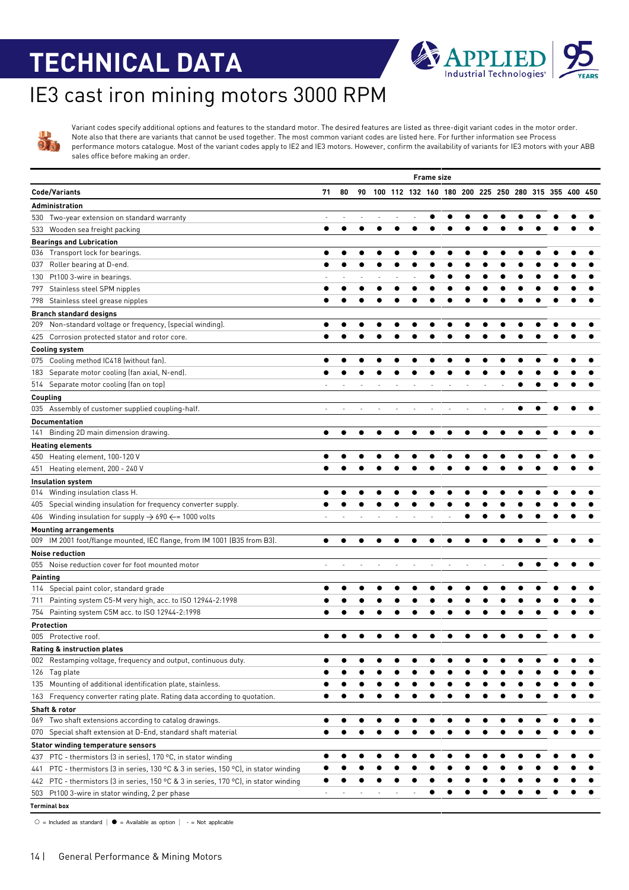# TECHNICAL DATA

## IE3 cast iron mining motors 3000 RPM

Variant codes specify additional options and features to the standard motor. The desired features are listed as three-digit variant codes in the motor order. Note also that there are variants that cannot be used together. The most common variant codes are listed here. For further information see Process performance motors catalogue. Most of the variant codes apply to IE2 and IE3 motors. However, confirm the availability of variants for IE3 motors with your ABB sales office before making an order.

| Code/Variants | Frame size | | | | | | | | | | | | | | | |
|---|---|---|---|---|---|---|---|---|---|---|---|---|---|---|---|---|
| | 71 | 80 | 90 | 100 | 112 | 132 | 160 | 180 | 200 | 225 | 250 | 280 | 315 | 355 | 400 | 450 |
| **Administration** | | | | | | | | | | | | | | | | |
| 530 Two-year extension on standard warranty | - | - | - | - | - | - | ● | ● | ● | ● | ● | ● | ● | ● | ● | ● |
| 533 Wooden sea freight packing | ● | ● | ● | ● | ● | ● | ● | ● | ● | ● | ● | ● | ● | ● | ● | ● |
| **Bearings and Lubrication** | | | | | | | | | | | | | | | | |
| 036 Transport lock for bearings. | ● | ● | ● | ● | ● | ● | ● | ● | ● | ● | ● | ● | ● | ● | ● | ● |
| 037 Roller bearing at D-end. | ● | ● | ● | ● | ● | ● | ● | ● | ● | ● | ● | ● | ● | ● | ● | ● |
| 130 Pt100 3-wire in bearings. | - | - | - | - | - | - | ● | ● | ● | ● | ● | ● | ● | ● | ● | ● |
| 797 Stainless steel SPM nipples | ● | ● | ● | ● | ● | ● | ● | ● | ● | ● | ● | ● | ● | ● | ● | ● |
| 798 Stainless steel grease nipples | ● | ● | ● | ● | ● | ● | ● | ● | ● | ● | ● | ● | ● | ● | ● | ● |
| **Branch standard designs** | | | | | | | | | | | | | | | | |
| 209 Non-standard voltage or frequency, (special winding). | ● | ● | ● | ● | ● | ● | ● | ● | ● | ● | ● | ● | ● | ● | ● | ● |
| 425 Corrosion protected stator and rotor core. | ● | ● | ● | ● | ● | ● | ● | ● | ● | ● | ● | ● | ● | ● | ● | ● |
| **Cooling system** | | | | | | | | | | | | | | | | |
| 075 Cooling method IC418 (without fan). | ● | ● | ● | ● | ● | ● | ● | ● | ● | ● | ● | ● | ● | ● | ● | ● |
| 183 Separate motor cooling (fan axial, N-end). | ● | ● | ● | ● | ● | ● | ● | ● | ● | ● | ● | ● | ● | ● | ● | ● |
| 514 Separate motor cooling (fan on top) | - | - | - | - | - | - | - | - | - | - | - | ● | ● | ● | ● | ● |
| **Coupling** | | | | | | | | | | | | | | | | |
| 035 Assembly of customer supplied coupling-half. | - | - | - | - | - | - | - | - | - | - | - | ● | ● | ● | ● | ● |
| **Documentation** | | | | | | | | | | | | | | | | |
| 141 Binding 2D main dimension drawing. | ● | ● | ● | ● | ● | ● | ● | ● | ● | ● | ● | ● | ● | ● | ● | ● |
| **Heating elements** | | | | | | | | | | | | | | | | |
| 450 Heating element, 100-120 V | ● | ● | ● | ● | ● | ● | ● | ● | ● | ● | ● | ● | ● | ● | ● | ● |
| 451 Heating element, 200 - 240 V | ● | ● | ● | ● | ● | ● | ● | ● | ● | ● | ● | ● | ● | ● | ● | ● |
| **Insulation system** | | | | | | | | | | | | | | | | |
| 014 Winding insulation class H. | ● | ● | ● | ● | ● | ● | ● | ● | ● | ● | ● | ● | ● | ● | ● | ● |
| 405 Special winding insulation for frequency converter supply. | ● | ● | ● | ● | ● | ● | ● | ● | ● | ● | ● | ● | ● | ● | ● | ● |
| 406 Winding insulation for supply → 690 <= 1000 volts | - | - | - | - | - | - | - | - | ● | ● | ● | ● | ● | ● | ● | ● |
| **Mounting arrangements** | | | | | | | | | | | | | | | | |
| 009 IM 2001 foot/flange mounted, IEC flange, from IM 1001 (B35 from B3). | ● | ● | ● | ● | ● | ● | ● | ● | ● | ● | ● | ● | ● | ● | ● | ● |
| **Noise reduction** | | | | | | | | | | | | | | | | |
| 055 Noise reduction cover for foot mounted motor | - | - | - | - | - | - | - | - | - | - | - | ● | ● | ● | ● | ● |
| **Painting** | | | | | | | | | | | | | | | | |
| 114 Special paint color, standard grade | ● | ● | ● | ● | ● | ● | ● | ● | ● | ● | ● | ● | ● | ● | ● | ● |
| 711 Painting system C5-M very high, acc. to ISO 12944-2:1998 | ● | ● | ● | ● | ● | ● | ● | ● | ● | ● | ● | ● | ● | ● | ● | ● |
| 754 Painting system C5M acc. to ISO 12944-2:1998 | ● | ● | ● | ● | ● | ● | ● | ● | ● | ● | ● | ● | ● | ● | ● | ● |
| **Protection** | | | | | | | | | | | | | | | | |
| 005 Protective roof. | ● | ● | ● | ● | ● | ● | ● | ● | ● | ● | ● | ● | ● | ● | ● | ● |
| **Rating & instruction plates** | | | | | | | | | | | | | | | | |
| 002 Restamping voltage, frequency and output, continuous duty. | ● | ● | ● | ● | ● | ● | ● | ● | ● | ● | ● | ● | ● | ● | ● | ● |
| 126 Tag plate | ● | ● | ● | ● | ● | ● | ● | ● | ● | ● | ● | ● | ● | ● | ● | ● |
| 135 Mounting of additional identification plate, stainless. | ● | ● | ● | ● | ● | ● | ● | ● | ● | ● | ● | ● | ● | ● | ● | ● |
| 163 Frequency converter rating plate. Rating data according to quotation. | ● | ● | ● | ● | ● | ● | ● | ● | ● | ● | ● | ● | ● | ● | ● | ● |
| **Shaft & rotor** | | | | | | | | | | | | | | | | |
| 069 Two shaft extensions according to catalog drawings. | ● | ● | ● | ● | ● | ● | ● | ● | ● | ● | ● | ● | ● | ● | ● | ● |
| 070 Special shaft extension at D-End, standard shaft material | ● | ● | ● | ● | ● | ● | ● | ● | ● | ● | ● | ● | ● | ● | ● | ● |
| **Stator winding temperature sensors** | | | | | | | | | | | | | | | | |
| 437 PTC - thermistors (3 in series), 170 °C, in stator winding | ● | ● | ● | ● | ● | ● | ● | ● | ● | ● | ● | ● | ● | ● | ● | ● |
| 441 PTC - thermistors (3 in series, 130 °C & 3 in series, 150 °C), in stator winding | ● | ● | ● | ● | ● | ● | ● | ● | ● | ● | ● | ● | ● | ● | ● | ● |
| 442 PTC - thermistors (3 in series, 150 °C & 3 in series, 170 °C), in stator winding | ● | ● | ● | ● | ● | ● | ● | ● | ● | ● | ● | ● | ● | ● | ● | ● |
| 503 Pt100 3-wire in stator winding, 2 per phase | - | - | - | - | - | - | ● | ● | ● | ● | ● | ● | ● | ● | ● | ● |
| **Terminal box** | | | | | | | | | | | | | | | | |

○ = Included as standard | ● = Available as option | - = Not applicable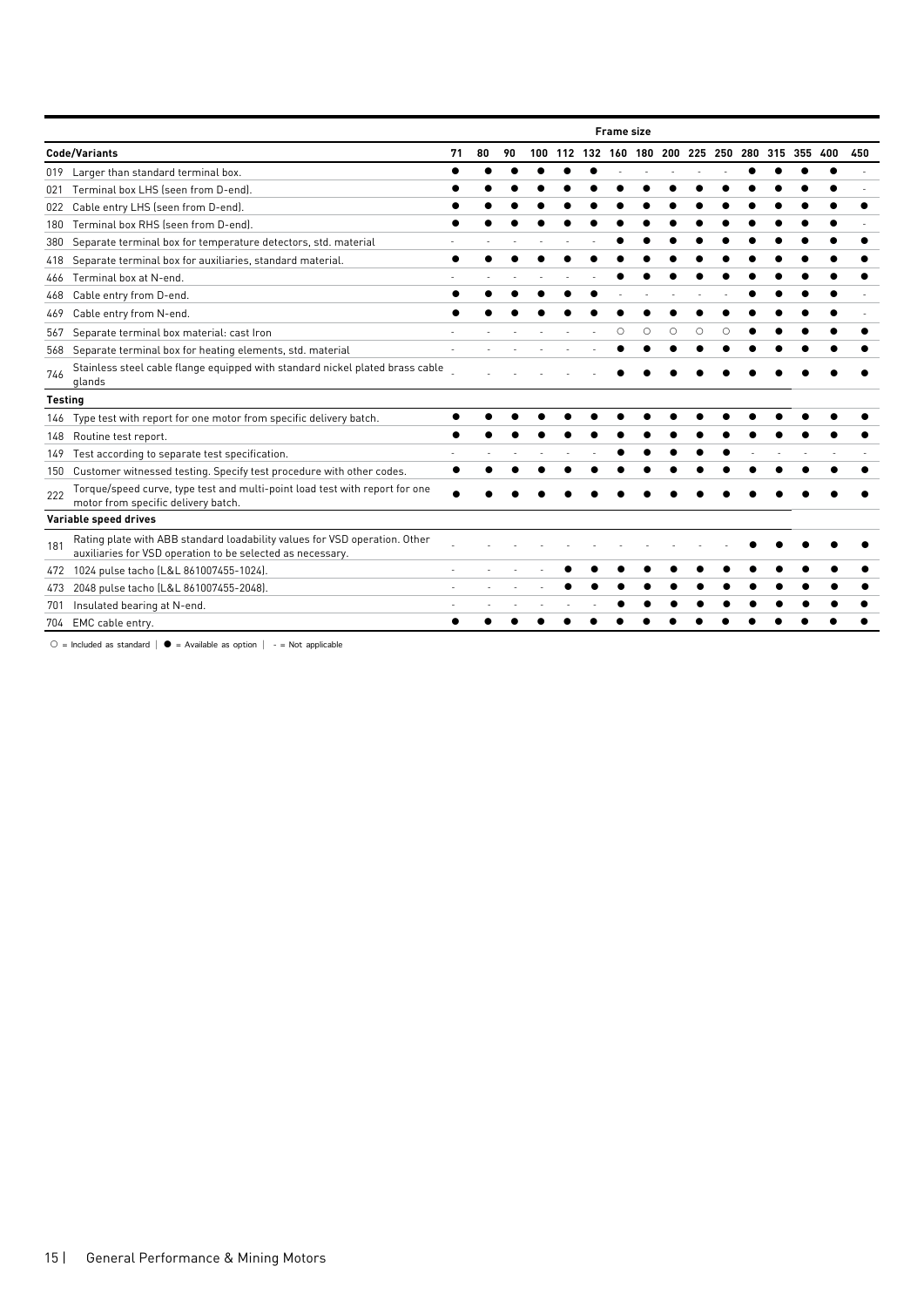| Code/Variants | Frame size 71 | 80 | 90 | 100 | 112 | 132 | 160 | 180 | 200 | 225 | 250 | 280 | 315 | 355 | 400 | 450 |
|---|---|---|---|---|---|---|---|---|---|---|---|---|---|---|---|---|
| 019 Larger than standard terminal box. | ● | ● | ● | ● | ● | ● | - | - | - | - | - | ● | ● | ● | ● | - |
| 021 Terminal box LHS (seen from D-end). | ● | ● | ● | ● | ● | ● | ● | ● | ● | ● | ● | ● | ● | ● | ● | - |
| 022 Cable entry LHS (seen from D-end). | ● | ● | ● | ● | ● | ● | ● | ● | ● | ● | ● | ● | ● | ● | ● | ● |
| 180 Terminal box RHS (seen from D-end). | ● | ● | ● | ● | ● | ● | ● | ● | ● | ● | ● | ● | ● | ● | ● | - |
| 380 Separate terminal box for temperature detectors, std. material | - | - | - | - | - | - | ● | ● | ● | ● | ● | ● | ● | ● | ● | ● |
| 418 Separate terminal box for auxiliaries, standard material. | ● | ● | ● | ● | ● | ● | ● | ● | ● | ● | ● | ● | ● | ● | ● | ● |
| 466 Terminal box at N-end. | - | - | - | - | - | - | ● | ● | ● | ● | ● | ● | ● | ● | ● | ● |
| 468 Cable entry from D-end. | ● | ● | ● | ● | ● | ● | - | - | - | - | - | ● | ● | ● | ● | - |
| 469 Cable entry from N-end. | ● | ● | ● | ● | ● | ● | ● | ● | ● | ● | ● | ● | ● | ● | ● | - |
| 567 Separate terminal box material: cast Iron | - | - | - | - | - | - | ○ | ○ | ○ | ○ | ○ | ● | ● | ● | ● | ● |
| 568 Separate terminal box for heating elements, std. material | - | - | - | - | - | - | ● | ● | ● | ● | ● | ● | ● | ● | ● | ● |
| 746 Stainless steel cable flange equipped with standard nickel plated brass cable glands | - | - | - | - | - | - | ● | ● | ● | ● | ● | ● | ● | ● | ● | ● |
| **Testing** | | | | | | | | | | | | | | | | |
| 146 Type test with report for one motor from specific delivery batch. | ● | ● | ● | ● | ● | ● | ● | ● | ● | ● | ● | ● | ● | ● | ● | ● |
| 148 Routine test report. | ● | ● | ● | ● | ● | ● | ● | ● | ● | ● | ● | ● | ● | ● | ● | ● |
| 149 Test according to separate test specification. | - | - | - | - | - | - | ● | ● | ● | ● | ● | - | - | - | - | - |
| 150 Customer witnessed testing. Specify test procedure with other codes. | ● | ● | ● | ● | ● | ● | ● | ● | ● | ● | ● | ● | ● | ● | ● | ● |
| 222 Torque/speed curve, type test and multi-point load test with report for one motor from specific delivery batch. | ● | ● | ● | ● | ● | ● | ● | ● | ● | ● | ● | ● | ● | ● | ● | ● |
| **Variable speed drives** | | | | | | | | | | | | | | | | |
| 181 Rating plate with ABB standard loadability values for VSD operation. Other auxiliaries for VSD operation to be selected as necessary. | - | - | - | - | - | - | - | - | - | - | - | ● | ● | ● | ● | ● |
| 472 1024 pulse tacho (L&L 861007455-1024). | - | - | - | - | ● | ● | ● | ● | ● | ● | ● | ● | ● | ● | ● | ● |
| 473 2048 pulse tacho (L&L 861007455-2048). | - | - | - | - | ● | ● | ● | ● | ● | ● | ● | ● | ● | ● | ● | ● |
| 701 Insulated bearing at N-end. | - | - | - | - | - | - | ● | ● | ● | ● | ● | ● | ● | ● | ● | ● |
| 704 EMC cable entry. | ● | ● | ● | ● | ● | ● | ● | ● | ● | ● | ● | ● | ● | ● | ● | ● |

○ = Included as standard | ● = Available as option | - = Not applicable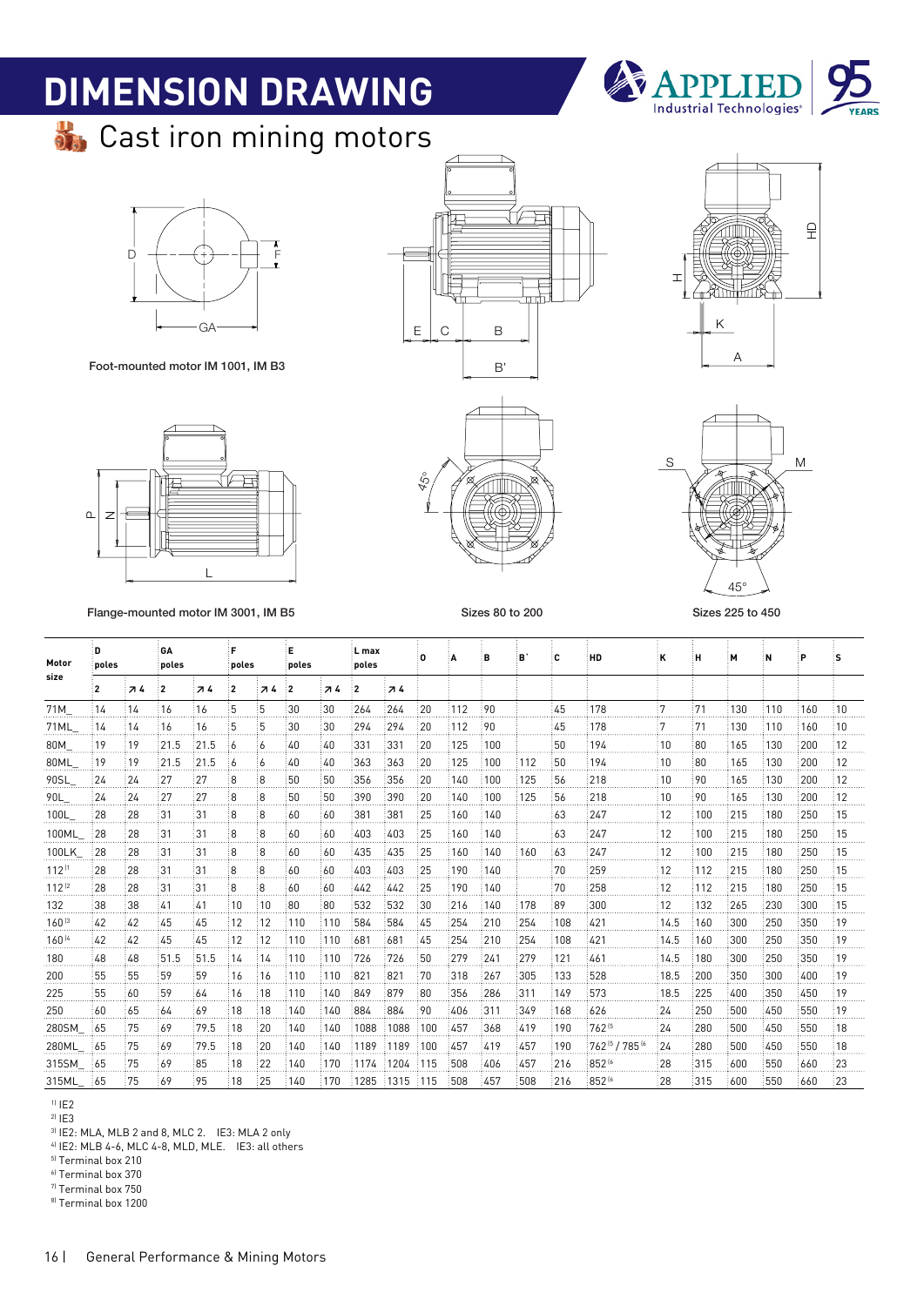# DIMENSION DRAWING

## Cast iron mining motors

Foot-mounted motor IM 1001, IM B3

Flange-mounted motor IM 3001, IM B5

Sizes 80 to 200

Sizes 225 to 450

| Motor size | D poles | | GA poles | | F poles | | E poles | | L max poles | | O | A | B | B` | C | HD | K | H | M | N | P | S |
|---|---|---|---|---|---|---|---|---|---|---|---|---|---|---|---|---|---|---|---|---|---|---|
| | 2 | ≥4 | 2 | ≥4 | 2 | ≥4 | 2 | ≥4 | 2 | ≥4 | | | | | | | | | | | | |
| 71M_ | 14 | 14 | 16 | 16 | 5 | 5 | 30 | 30 | 264 | 264 | 20 | 112 | 90 | | 45 | 178 | 7 | 71 | 130 | 110 | 160 | 10 |
| 71ML_ | 14 | 14 | 16 | 16 | 5 | 5 | 30 | 30 | 294 | 294 | 20 | 112 | 90 | | 45 | 178 | 7 | 71 | 130 | 110 | 160 | 10 |
| 80M_ | 19 | 19 | 21.5 | 21.5 | 6 | 6 | 40 | 40 | 331 | 331 | 20 | 125 | 100 | | 50 | 194 | 10 | 80 | 165 | 130 | 200 | 12 |
| 80ML_ | 19 | 19 | 21.5 | 21.5 | 6 | 6 | 40 | 40 | 363 | 363 | 20 | 125 | 100 | 112 | 50 | 194 | 10 | 80 | 165 | 130 | 200 | 12 |
| 90SL_ | 24 | 24 | 27 | 27 | 8 | 8 | 50 | 50 | 356 | 356 | 20 | 140 | 100 | 125 | 56 | 218 | 10 | 90 | 165 | 130 | 200 | 12 |
| 90L_ | 24 | 24 | 27 | 27 | 8 | 8 | 50 | 50 | 390 | 390 | 20 | 140 | 100 | 125 | 56 | 218 | 10 | 90 | 165 | 130 | 200 | 12 |
| 100L_ | 28 | 28 | 31 | 31 | 8 | 8 | 60 | 60 | 381 | 381 | 25 | 160 | 140 | | 63 | 247 | 12 | 100 | 215 | 180 | 250 | 15 |
| 100ML_ | 28 | 28 | 31 | 31 | 8 | 8 | 60 | 60 | 403 | 403 | 25 | 160 | 140 | | 63 | 247 | 12 | 100 | 215 | 180 | 250 | 15 |
| 100LK_ | 28 | 28 | 31 | 31 | 8 | 8 | 60 | 60 | 435 | 435 | 25 | 160 | 140 | 160 | 63 | 247 | 12 | 100 | 215 | 180 | 250 | 15 |
| 112[1] | 28 | 28 | 31 | 31 | 8 | 8 | 60 | 60 | 403 | 403 | 25 | 190 | 140 | | 70 | 259 | 12 | 112 | 215 | 180 | 250 | 15 |
| 112[2] | 28 | 28 | 31 | 31 | 8 | 8 | 60 | 60 | 442 | 442 | 25 | 190 | 140 | | 70 | 258 | 12 | 112 | 215 | 180 | 250 | 15 |
| 132 | 38 | 38 | 41 | 41 | 10 | 10 | 80 | 80 | 532 | 532 | 30 | 216 | 140 | 178 | 89 | 300 | 12 | 132 | 265 | 230 | 300 | 15 |
| 160[3] | 42 | 42 | 45 | 45 | 12 | 12 | 110 | 110 | 584 | 584 | 45 | 254 | 210 | 254 | 108 | 421 | 14.5 | 160 | 300 | 250 | 350 | 19 |
| 160[4] | 42 | 42 | 45 | 45 | 12 | 12 | 110 | 110 | 681 | 681 | 45 | 254 | 210 | 254 | 108 | 421 | 14.5 | 160 | 300 | 250 | 350 | 19 |
| 180 | 48 | 48 | 51.5 | 51.5 | 14 | 14 | 110 | 110 | 726 | 726 | 50 | 279 | 241 | 279 | 121 | 461 | 14.5 | 180 | 300 | 250 | 350 | 19 |
| 200 | 55 | 55 | 59 | 59 | 16 | 16 | 110 | 110 | 821 | 821 | 70 | 318 | 267 | 305 | 133 | 528 | 18.5 | 200 | 350 | 300 | 400 | 19 |
| 225 | 55 | 60 | 59 | 64 | 16 | 18 | 110 | 140 | 849 | 879 | 80 | 356 | 286 | 311 | 149 | 573 | 18.5 | 225 | 400 | 350 | 450 | 19 |
| 250 | 60 | 65 | 64 | 69 | 18 | 18 | 140 | 140 | 884 | 884 | 90 | 406 | 311 | 349 | 168 | 626 | 24 | 250 | 500 | 450 | 550 | 19 |
| 280SM_ | 65 | 75 | 69 | 79.5 | 18 | 20 | 140 | 140 | 1088 | 1088 | 100 | 457 | 368 | 419 | 190 | 762[5] | 24 | 280 | 500 | 450 | 550 | 18 |
| 280ML_ | 65 | 75 | 69 | 79.5 | 18 | 20 | 140 | 140 | 1189 | 1189 | 100 | 457 | 419 | 457 | 190 | 762[5] / 785[6] | 24 | 280 | 500 | 450 | 550 | 18 |
| 315SM_ | 65 | 75 | 69 | 85 | 18 | 22 | 140 | 170 | 1174 | 1204 | 115 | 508 | 406 | 457 | 216 | 852[6] | 28 | 315 | 600 | 550 | 660 | 23 |
| 315ML_ | 65 | 75 | 69 | 95 | 18 | 25 | 140 | 170 | 1285 | 1315 | 115 | 508 | 457 | 508 | 216 | 852[6] | 28 | 315 | 600 | 550 | 660 | 23 |

[1] IE2
[2] IE3
[3] IE2: MLA, MLB 2 and 8, MLC 2. IE3: MLA 2 only
[4] IE2: MLB 4-6, MLC 4-8, MLD, MLE. IE3: all others
[5] Terminal box 210
[6] Terminal box 370
[7] Terminal box 750
[8] Terminal box 1200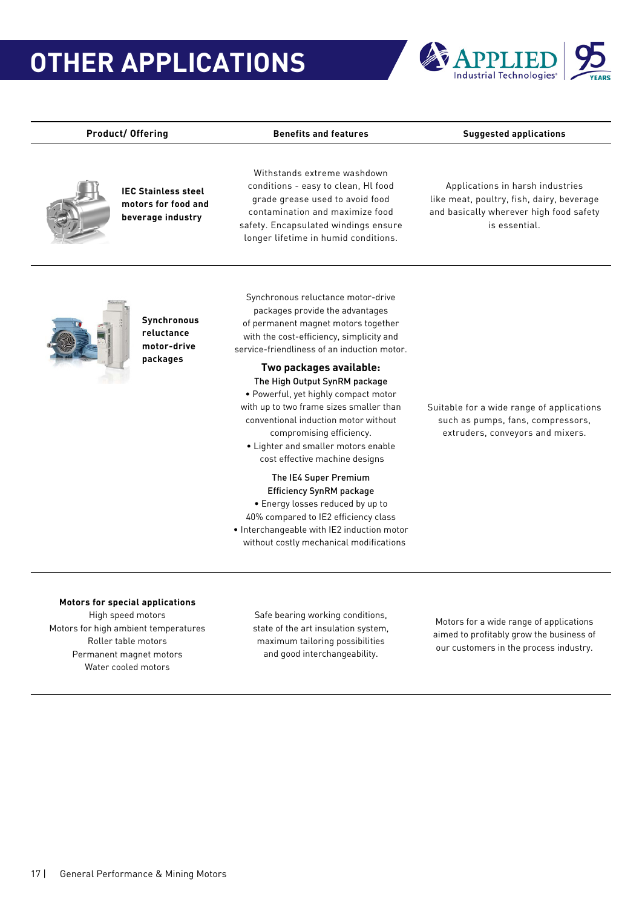# OTHER APPLICATIONS

| Product/ Offering | Benefits and features | Suggested applications |
| --- | --- | --- |
| **IEC Stainless steel motors for food and beverage industry** | Withstands extreme washdown conditions - easy to clean, Hl food grade grease used to avoid food contamination and maximize food safety. Encapsulated windings ensure longer lifetime in humid conditions. | Applications in harsh industries like meat, poultry, fish, dairy, beverage and basically wherever high food safety is essential. |
| **Synchronous reluctance motor-drive packages** | Synchronous reluctance motor-drive packages provide the advantages of permanent magnet motors together with the cost-efficiency, simplicity and service-friendliness of an induction motor. <br> **Two packages available:** <br> The High Output SynRM package <br> • Powerful, yet highly compact motor with up to two frame sizes smaller than conventional induction motor without compromising efficiency. <br> • Lighter and smaller motors enable cost effective machine designs <br> The IE4 Super Premium Efficiency SynRM package <br> • Energy losses reduced by up to 40% compared to IE2 efficiency class <br> • Interchangeable with IE2 induction motor without costly mechanical modifications | Suitable for a wide range of applications such as pumps, fans, compressors, extruders, conveyors and mixers. |
| **Motors for special applications** <br> High speed motors <br> Motors for high ambient temperatures <br> Roller table motors <br> Permanent magnet motors <br> Water cooled motors | Safe bearing working conditions, state of the art insulation system, maximum tailoring possibilities and good interchangeability. | Motors for a wide range of applications aimed to profitably grow the business of our customers in the process industry. |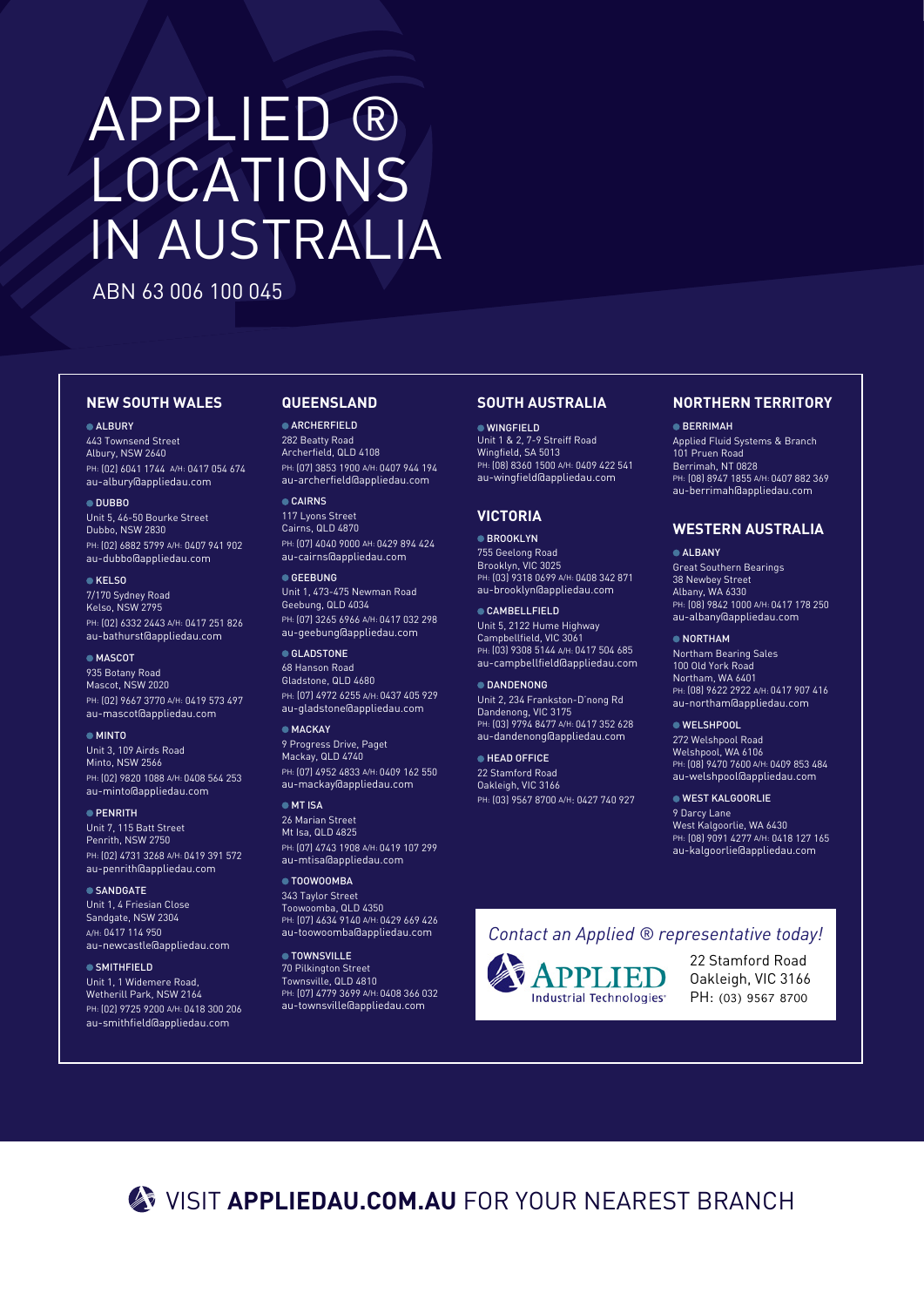# APPLIED ® LOCATIONS IN AUSTRALIA

ABN 63 006 100 045

## NEW SOUTH WALES

**ALBURY**
443 Townsend Street
Albury, NSW 2640
PH: (02) 6041 1744 A/H: 0417 054 674
au-albury@appliedau.com

**DUBBO**
Unit 5, 46-50 Bourke Street
Dubbo, NSW 2830
PH: (02) 6882 5799 A/H: 0407 941 902
au-dubbo@appliedau.com

**KELSO**
7/170 Sydney Road
Kelso, NSW 2795
PH: (02) 6332 2443 A/H: 0417 251 826
au-bathurst@appliedau.com

**MASCOT**
935 Botany Road
Mascot, NSW 2020
PH: (02) 9667 3770 A/H: 0419 573 497
au-mascot@appliedau.com

**MINTO**
Unit 3, 109 Airds Road
Minto, NSW 2566
PH: (02) 9820 1088 A/H: 0408 564 253
au-minto@appliedau.com

**PENRITH**
Unit 7, 115 Batt Street
Penrith, NSW 2750
PH: (02) 4731 3268 A/H: 0419 391 572
au-penrith@appliedau.com

**SANDGATE**
Unit 1, 4 Friesian Close
Sandgate, NSW 2304
A/H: 0417 114 950
au-newcastle@appliedau.com

**SMITHFIELD**
Unit 1, 1 Widemere Road,
Wetherill Park, NSW 2164
PH: (02) 9725 9200 A/H: 0418 300 206
au-smithfield@appliedau.com

## QUEENSLAND

**ARCHERFIELD**
282 Beatty Road
Archerfield, QLD 4108
PH: (07) 3853 1900 A/H: 0407 944 194
au-archerfield@appliedau.com

**CAIRNS**
117 Lyons Street
Cairns, QLD 4870
PH: (07) 4040 9000 AH: 0429 894 424
au-cairns@appliedau.com

**GEEBUNG**
Unit 1, 473-475 Newman Road
Geebung, QLD 4034
PH: (07) 3265 6966 A/H: 0417 032 298
au-geebung@appliedau.com

**GLADSTONE**
68 Hanson Road
Gladstone, QLD 4680
PH: (07) 4972 6255 A/H: 0437 405 929
au-gladstone@appliedau.com

**MACKAY**
9 Progress Drive, Paget
Mackay, QLD 4740
PH: (07) 4952 4833 A/H: 0409 162 550
au-mackay@appliedau.com

**MT ISA**
26 Marian Street
Mt Isa, QLD 4825
PH: (07) 4743 1908 A/H: 0419 107 299
au-mtisa@appliedau.com

**TOOWOOMBA**
343 Taylor Street
Toowoomba, QLD 4350
PH: (07) 4634 9140 A/H: 0429 669 426
au-toowoomba@appliedau.com

**TOWNSVILLE**
70 Pilkington Street
Townsville, QLD 4810
PH: (07) 4779 3699 A/H: 0408 366 032
au-townsville@appliedau.com

## SOUTH AUSTRALIA

**WINGFIELD**
Unit 1 & 2, 7-9 Streiff Road
Wingfield, SA 5013
PH: (08) 8360 1500 A/H: 0409 422 541
au-wingfield@appliedau.com

## VICTORIA

**BROOKLYN**
755 Geelong Road
Brooklyn, VIC 3025
PH: (03) 9318 0699 A/H: 0408 342 871
au-brooklyn@appliedau.com

**CAMBELLFIELD**
Unit 5, 2122 Hume Highway
Campbellfield, VIC 3061
PH: (03) 9308 5144 A/H: 0417 504 685
au-campbellfield@appliedau.com

**DANDENONG**
Unit 2, 234 Frankston-D'nong Rd
Dandenong, VIC 3175
PH: (03) 9794 8477 A/H: 0417 352 628
au-dandenong@appliedau.com

**HEAD OFFICE**
22 Stamford Road
Oakleigh, VIC 3166
PH: (03) 9567 8700 A/H: 0427 740 927

## NORTHERN TERRITORY

**BERRIMAH**
Applied Fluid Systems & Branch
101 Pruen Road
Berrimah, NT 0828
PH: (08) 8947 1855 A/H: 0407 882 369
au-berrimah@appliedau.com

## WESTERN AUSTRALIA

**ALBANY**
Great Southern Bearings
38 Newbey Street
Albany, WA 6330
PH: (08) 9842 1000 A/H: 0417 178 250
au-albany@appliedau.com

**NORTHAM**
Northam Bearing Sales
100 Old York Road
Northam, WA 6401
PH: (08) 9622 2922 A/H: 0417 907 416
au-northam@appliedau.com

**WELSHPOOL**
272 Welshpool Road
Welshpool, WA 6106
PH: (08) 9470 7600 A/H: 0409 853 484
au-welshpool@appliedau.com

**WEST KALGOORLIE**
9 Darcy Lane
West Kalgoorlie, WA 6430
PH: (08) 9091 4277 A/H: 0418 127 165
au-kalgoorlie@appliedau.com

*Contact an Applied ® representative today!*

APPLIED Industrial Technologies

22 Stamford Road
Oakleigh, VIC 3166
PH: (03) 9567 8700

VISIT **APPLIEDAU.COM.AU** FOR YOUR NEAREST BRANCH